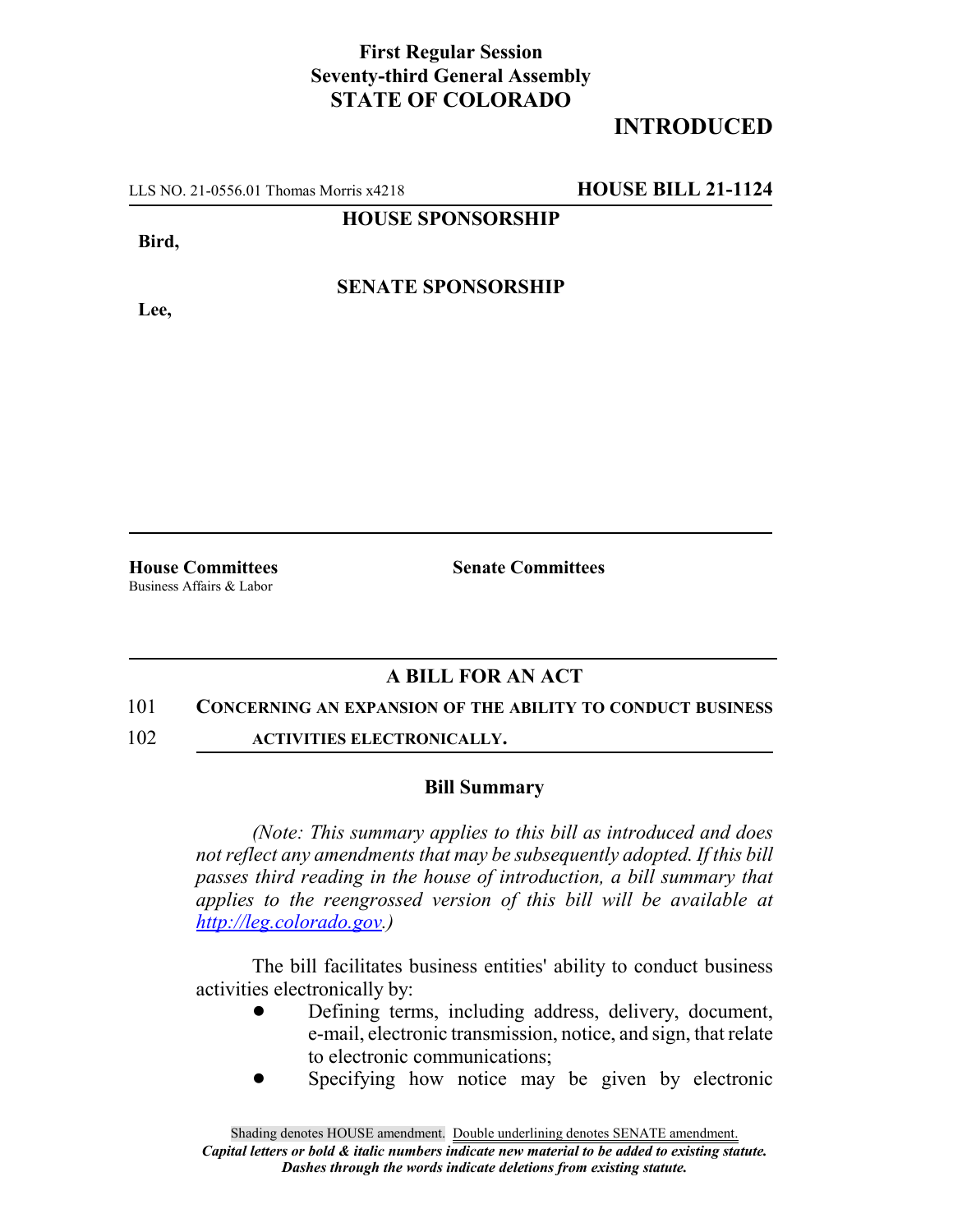**First Regular Session**
**Seventy-third General Assembly**
**STATE OF COLORADO**

## INTRODUCED

LLS NO. 21-0556.01 Thomas Morris x4218 **HOUSE BILL 21-1124**

**HOUSE SPONSORSHIP**

**Bird,**

**SENATE SPONSORSHIP**

**Lee,**

**House Committees**
Business Affairs & Labor

**Senate Committees**

## A BILL FOR AN ACT

101 **CONCERNING AN EXPANSION OF THE ABILITY TO CONDUCT BUSINESS**
102 **ACTIVITIES ELECTRONICALLY.**

### Bill Summary

*(Note: This summary applies to this bill as introduced and does not reflect any amendments that may be subsequently adopted. If this bill passes third reading in the house of introduction, a bill summary that applies to the reengrossed version of this bill will be available at http://leg.colorado.gov.)*

The bill facilitates business entities' ability to conduct business activities electronically by:

- Defining terms, including address, delivery, document, e-mail, electronic transmission, notice, and sign, that relate to electronic communications;
- Specifying how notice may be given by electronic

Shading denotes HOUSE amendment. Double underlining denotes SENATE amendment.
*Capital letters or bold & italic numbers indicate new material to be added to existing statute.*
*Dashes through the words indicate deletions from existing statute.*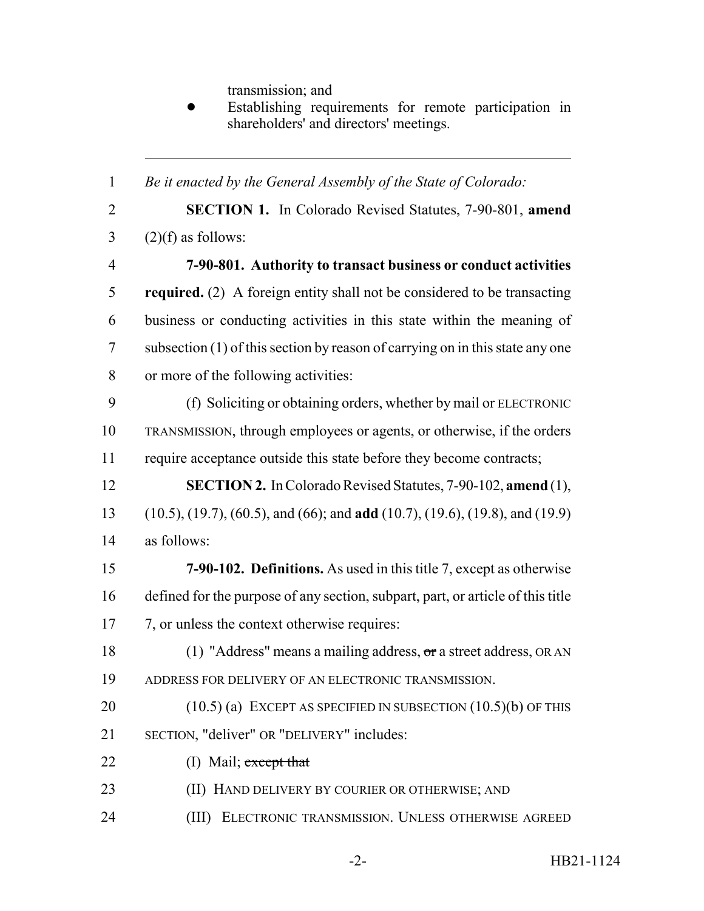transmission; and

- Establishing requirements for remote participation in shareholders' and directors' meetings.

---

1 *Be it enacted by the General Assembly of the State of Colorado:*

2 **SECTION 1.** In Colorado Revised Statutes, 7-90-801, **amend**
3 (2)(f) as follows:

4 **7-90-801. Authority to transact business or conduct activities**
5 **required.** (2) A foreign entity shall not be considered to be transacting
6 business or conducting activities in this state within the meaning of
7 subsection (1) of this section by reason of carrying on in this state any one
8 or more of the following activities:

9 (f) Soliciting or obtaining orders, whether by mail or ELECTRONIC
10 TRANSMISSION, through employees or agents, or otherwise, if the orders
11 require acceptance outside this state before they become contracts;

12 **SECTION 2.** In Colorado Revised Statutes, 7-90-102, **amend** (1),
13 (10.5), (19.7), (60.5), and (66); and **add** (10.7), (19.6), (19.8), and (19.9)
14 as follows:

15 **7-90-102. Definitions.** As used in this title 7, except as otherwise
16 defined for the purpose of any section, subpart, part, or article of this title
17 7, or unless the context otherwise requires:

18 (1) "Address" means a mailing address, ~~or~~ a street address, OR AN
19 ADDRESS FOR DELIVERY OF AN ELECTRONIC TRANSMISSION.

20 (10.5) (a) EXCEPT AS SPECIFIED IN SUBSECTION (10.5)(b) OF THIS
21 SECTION, "deliver" OR "DELIVERY" includes:

22 (I) Mail; ~~except that~~

23 (II) HAND DELIVERY BY COURIER OR OTHERWISE; AND

24 (III) ELECTRONIC TRANSMISSION. UNLESS OTHERWISE AGREED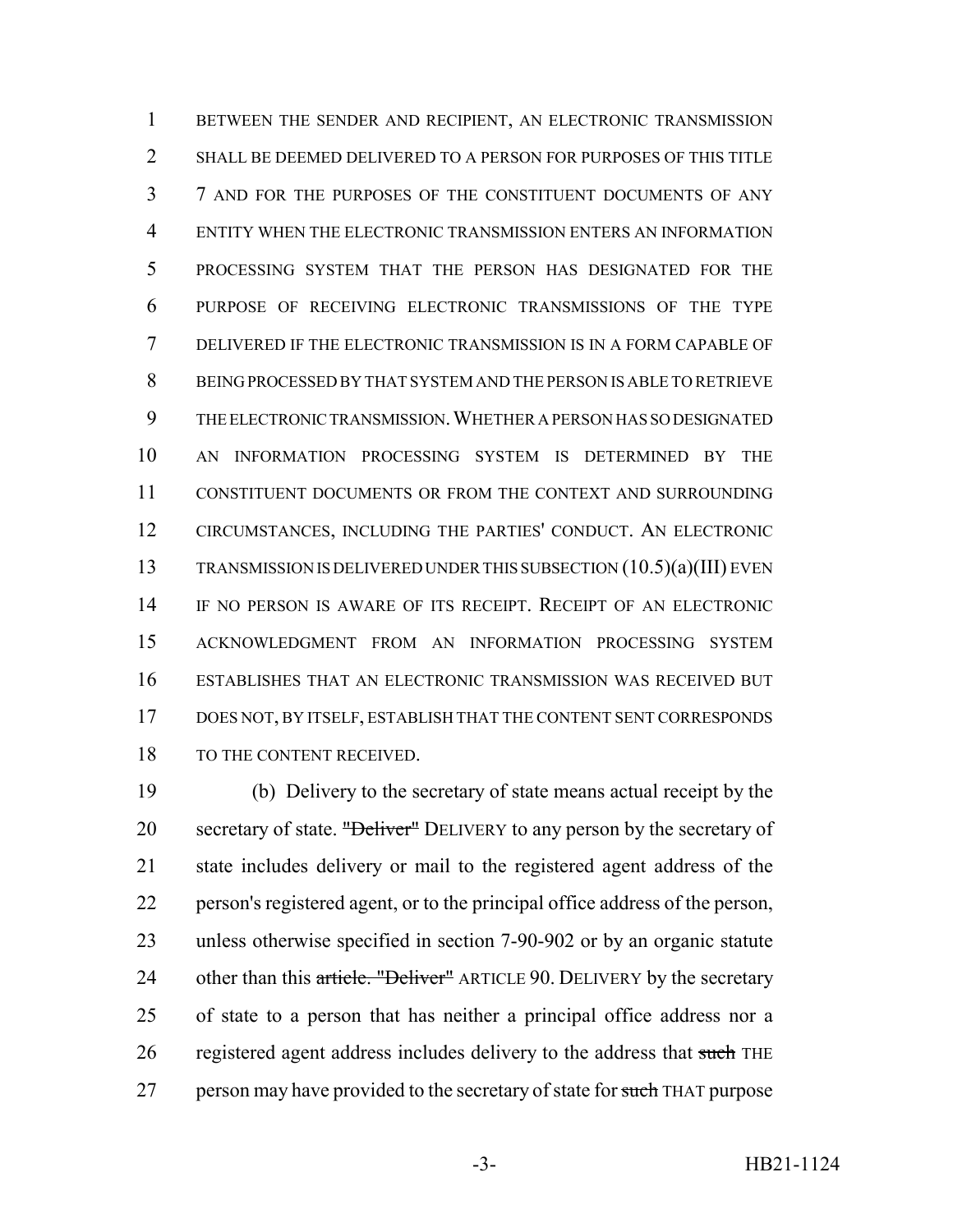BETWEEN THE SENDER AND RECIPIENT, AN ELECTRONIC TRANSMISSION SHALL BE DEEMED DELIVERED TO A PERSON FOR PURPOSES OF THIS TITLE 7 AND FOR THE PURPOSES OF THE CONSTITUENT DOCUMENTS OF ANY ENTITY WHEN THE ELECTRONIC TRANSMISSION ENTERS AN INFORMATION PROCESSING SYSTEM THAT THE PERSON HAS DESIGNATED FOR THE PURPOSE OF RECEIVING ELECTRONIC TRANSMISSIONS OF THE TYPE DELIVERED IF THE ELECTRONIC TRANSMISSION IS IN A FORM CAPABLE OF BEING PROCESSED BY THAT SYSTEM AND THE PERSON IS ABLE TO RETRIEVE THE ELECTRONIC TRANSMISSION. WHETHER A PERSON HAS SO DESIGNATED AN INFORMATION PROCESSING SYSTEM IS DETERMINED BY THE CONSTITUENT DOCUMENTS OR FROM THE CONTEXT AND SURROUNDING CIRCUMSTANCES, INCLUDING THE PARTIES' CONDUCT. AN ELECTRONIC TRANSMISSION IS DELIVERED UNDER THIS SUBSECTION (10.5)(a)(III) EVEN IF NO PERSON IS AWARE OF ITS RECEIPT. RECEIPT OF AN ELECTRONIC ACKNOWLEDGMENT FROM AN INFORMATION PROCESSING SYSTEM ESTABLISHES THAT AN ELECTRONIC TRANSMISSION WAS RECEIVED BUT DOES NOT, BY ITSELF, ESTABLISH THAT THE CONTENT SENT CORRESPONDS TO THE CONTENT RECEIVED.

(b) Delivery to the secretary of state means actual receipt by the secretary of state. ~~"Deliver"~~ DELIVERY to any person by the secretary of state includes delivery or mail to the registered agent address of the person's registered agent, or to the principal office address of the person, unless otherwise specified in section 7-90-902 or by an organic statute other than this ~~article. "Deliver"~~ ARTICLE 90. DELIVERY by the secretary of state to a person that has neither a principal office address nor a registered agent address includes delivery to the address that ~~such~~ THE person may have provided to the secretary of state for ~~such~~ THAT purpose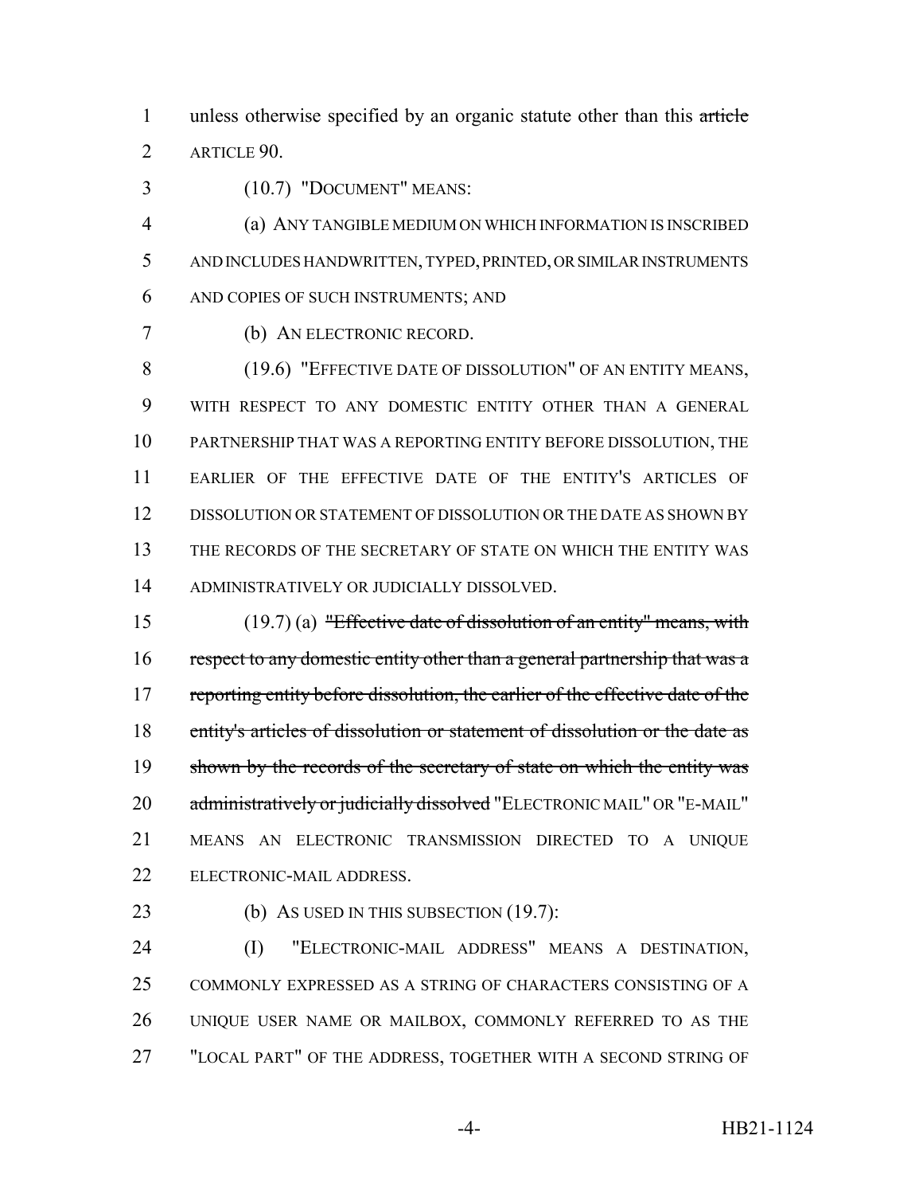unless otherwise specified by an organic statute other than this ~~article~~ ARTICLE 90.

(10.7) "DOCUMENT" MEANS:

(a) ANY TANGIBLE MEDIUM ON WHICH INFORMATION IS INSCRIBED AND INCLUDES HANDWRITTEN, TYPED, PRINTED, OR SIMILAR INSTRUMENTS AND COPIES OF SUCH INSTRUMENTS; AND

(b) AN ELECTRONIC RECORD.

(19.6) "EFFECTIVE DATE OF DISSOLUTION" OF AN ENTITY MEANS, WITH RESPECT TO ANY DOMESTIC ENTITY OTHER THAN A GENERAL PARTNERSHIP THAT WAS A REPORTING ENTITY BEFORE DISSOLUTION, THE EARLIER OF THE EFFECTIVE DATE OF THE ENTITY'S ARTICLES OF DISSOLUTION OR STATEMENT OF DISSOLUTION OR THE DATE AS SHOWN BY THE RECORDS OF THE SECRETARY OF STATE ON WHICH THE ENTITY WAS ADMINISTRATIVELY OR JUDICIALLY DISSOLVED.

(19.7) (a) ~~"Effective date of dissolution of an entity" means, with respect to any domestic entity other than a general partnership that was a reporting entity before dissolution, the earlier of the effective date of the entity's articles of dissolution or statement of dissolution or the date as shown by the records of the secretary of state on which the entity was administratively or judicially dissolved~~ "ELECTRONIC MAIL" OR "E-MAIL" MEANS AN ELECTRONIC TRANSMISSION DIRECTED TO A UNIQUE ELECTRONIC-MAIL ADDRESS.

(b) AS USED IN THIS SUBSECTION (19.7):

(I) "ELECTRONIC-MAIL ADDRESS" MEANS A DESTINATION, COMMONLY EXPRESSED AS A STRING OF CHARACTERS CONSISTING OF A UNIQUE USER NAME OR MAILBOX, COMMONLY REFERRED TO AS THE "LOCAL PART" OF THE ADDRESS, TOGETHER WITH A SECOND STRING OF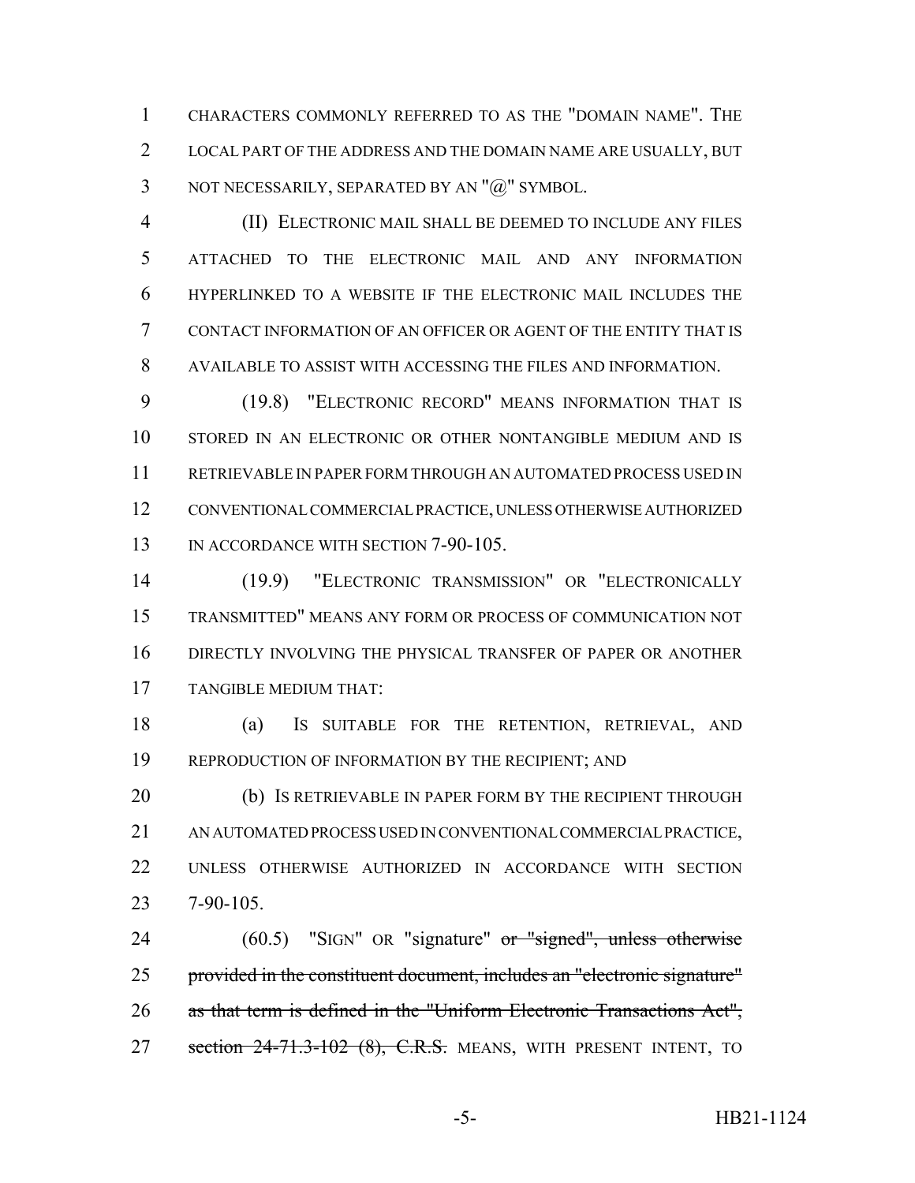CHARACTERS COMMONLY REFERRED TO AS THE "DOMAIN NAME". THE LOCAL PART OF THE ADDRESS AND THE DOMAIN NAME ARE USUALLY, BUT NOT NECESSARILY, SEPARATED BY AN "@" SYMBOL.

(II) ELECTRONIC MAIL SHALL BE DEEMED TO INCLUDE ANY FILES ATTACHED TO THE ELECTRONIC MAIL AND ANY INFORMATION HYPERLINKED TO A WEBSITE IF THE ELECTRONIC MAIL INCLUDES THE CONTACT INFORMATION OF AN OFFICER OR AGENT OF THE ENTITY THAT IS AVAILABLE TO ASSIST WITH ACCESSING THE FILES AND INFORMATION.

(19.8) "ELECTRONIC RECORD" MEANS INFORMATION THAT IS STORED IN AN ELECTRONIC OR OTHER NONTANGIBLE MEDIUM AND IS RETRIEVABLE IN PAPER FORM THROUGH AN AUTOMATED PROCESS USED IN CONVENTIONAL COMMERCIAL PRACTICE, UNLESS OTHERWISE AUTHORIZED IN ACCORDANCE WITH SECTION 7-90-105.

(19.9) "ELECTRONIC TRANSMISSION" OR "ELECTRONICALLY TRANSMITTED" MEANS ANY FORM OR PROCESS OF COMMUNICATION NOT DIRECTLY INVOLVING THE PHYSICAL TRANSFER OF PAPER OR ANOTHER TANGIBLE MEDIUM THAT:

(a) IS SUITABLE FOR THE RETENTION, RETRIEVAL, AND REPRODUCTION OF INFORMATION BY THE RECIPIENT; AND

(b) IS RETRIEVABLE IN PAPER FORM BY THE RECIPIENT THROUGH AN AUTOMATED PROCESS USED IN CONVENTIONAL COMMERCIAL PRACTICE, UNLESS OTHERWISE AUTHORIZED IN ACCORDANCE WITH SECTION 7-90-105.

(60.5) "SIGN" OR "signature" ~~or "signed", unless otherwise provided in the constituent document, includes an "electronic signature" as that term is defined in the "Uniform Electronic Transactions Act", section 24-71.3-102 (8), C.R.S.~~ MEANS, WITH PRESENT INTENT, TO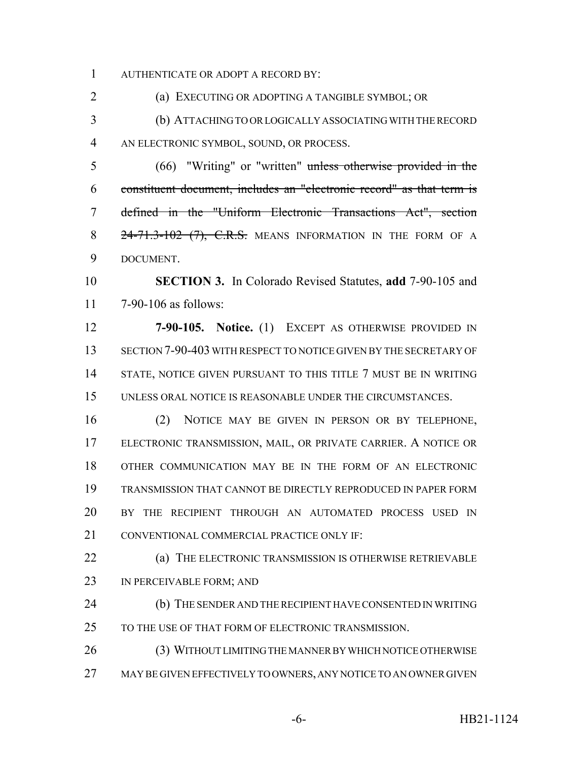AUTHENTICATE OR ADOPT A RECORD BY:

(a) EXECUTING OR ADOPTING A TANGIBLE SYMBOL; OR

(b) ATTACHING TO OR LOGICALLY ASSOCIATING WITH THE RECORD AN ELECTRONIC SYMBOL, SOUND, OR PROCESS.

(66) "Writing" or "written" ~~unless otherwise provided in the constituent document, includes an "electronic record" as that term is defined in the "Uniform Electronic Transactions Act", section 24-71.3-102 (7), C.R.S.~~ MEANS INFORMATION IN THE FORM OF A DOCUMENT.

**SECTION 3.** In Colorado Revised Statutes, **add** 7-90-105 and 7-90-106 as follows:

**7-90-105. Notice.** (1) EXCEPT AS OTHERWISE PROVIDED IN SECTION 7-90-403 WITH RESPECT TO NOTICE GIVEN BY THE SECRETARY OF STATE, NOTICE GIVEN PURSUANT TO THIS TITLE 7 MUST BE IN WRITING UNLESS ORAL NOTICE IS REASONABLE UNDER THE CIRCUMSTANCES.

(2) NOTICE MAY BE GIVEN IN PERSON OR BY TELEPHONE, ELECTRONIC TRANSMISSION, MAIL, OR PRIVATE CARRIER. A NOTICE OR OTHER COMMUNICATION MAY BE IN THE FORM OF AN ELECTRONIC TRANSMISSION THAT CANNOT BE DIRECTLY REPRODUCED IN PAPER FORM BY THE RECIPIENT THROUGH AN AUTOMATED PROCESS USED IN CONVENTIONAL COMMERCIAL PRACTICE ONLY IF:

(a) THE ELECTRONIC TRANSMISSION IS OTHERWISE RETRIEVABLE IN PERCEIVABLE FORM; AND

(b) THE SENDER AND THE RECIPIENT HAVE CONSENTED IN WRITING TO THE USE OF THAT FORM OF ELECTRONIC TRANSMISSION.

(3) WITHOUT LIMITING THE MANNER BY WHICH NOTICE OTHERWISE MAY BE GIVEN EFFECTIVELY TO OWNERS, ANY NOTICE TO AN OWNER GIVEN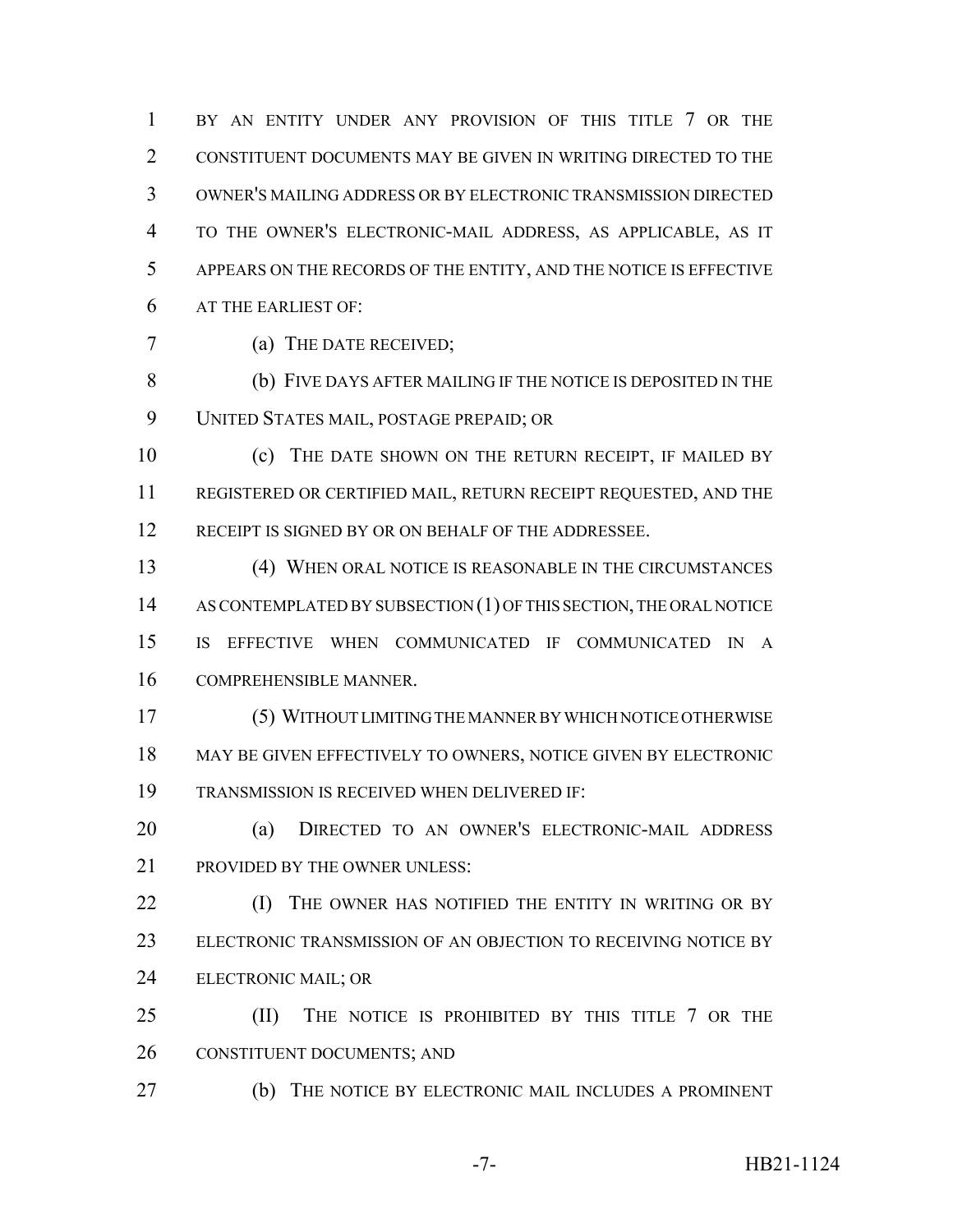BY AN ENTITY UNDER ANY PROVISION OF THIS TITLE 7 OR THE CONSTITUENT DOCUMENTS MAY BE GIVEN IN WRITING DIRECTED TO THE OWNER'S MAILING ADDRESS OR BY ELECTRONIC TRANSMISSION DIRECTED TO THE OWNER'S ELECTRONIC-MAIL ADDRESS, AS APPLICABLE, AS IT APPEARS ON THE RECORDS OF THE ENTITY, AND THE NOTICE IS EFFECTIVE AT THE EARLIEST OF:

(a) THE DATE RECEIVED;

(b) FIVE DAYS AFTER MAILING IF THE NOTICE IS DEPOSITED IN THE UNITED STATES MAIL, POSTAGE PREPAID; OR

(c) THE DATE SHOWN ON THE RETURN RECEIPT, IF MAILED BY REGISTERED OR CERTIFIED MAIL, RETURN RECEIPT REQUESTED, AND THE RECEIPT IS SIGNED BY OR ON BEHALF OF THE ADDRESSEE.

(4) WHEN ORAL NOTICE IS REASONABLE IN THE CIRCUMSTANCES AS CONTEMPLATED BY SUBSECTION (1) OF THIS SECTION, THE ORAL NOTICE IS EFFECTIVE WHEN COMMUNICATED IF COMMUNICATED IN A COMPREHENSIBLE MANNER.

(5) WITHOUT LIMITING THE MANNER BY WHICH NOTICE OTHERWISE MAY BE GIVEN EFFECTIVELY TO OWNERS, NOTICE GIVEN BY ELECTRONIC TRANSMISSION IS RECEIVED WHEN DELIVERED IF:

(a) DIRECTED TO AN OWNER'S ELECTRONIC-MAIL ADDRESS PROVIDED BY THE OWNER UNLESS:

(I) THE OWNER HAS NOTIFIED THE ENTITY IN WRITING OR BY ELECTRONIC TRANSMISSION OF AN OBJECTION TO RECEIVING NOTICE BY ELECTRONIC MAIL; OR

(II) THE NOTICE IS PROHIBITED BY THIS TITLE 7 OR THE CONSTITUENT DOCUMENTS; AND

(b) THE NOTICE BY ELECTRONIC MAIL INCLUDES A PROMINENT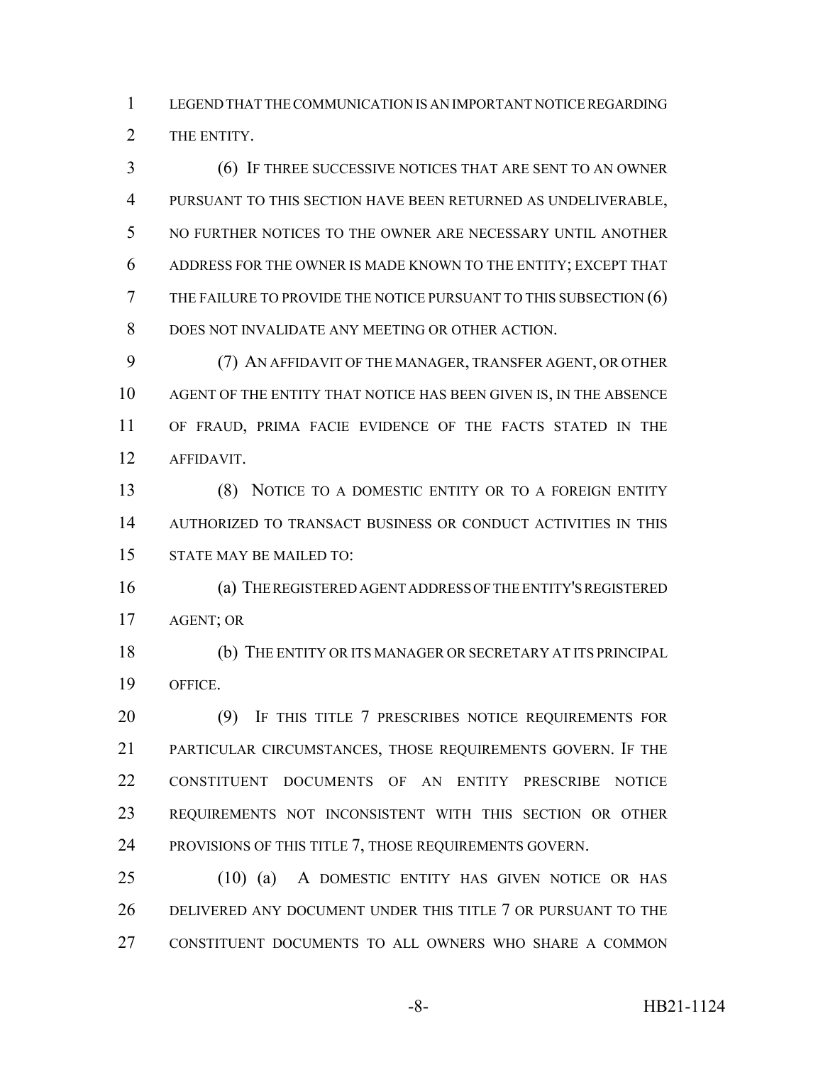LEGEND THAT THE COMMUNICATION IS AN IMPORTANT NOTICE REGARDING THE ENTITY.

(6) IF THREE SUCCESSIVE NOTICES THAT ARE SENT TO AN OWNER PURSUANT TO THIS SECTION HAVE BEEN RETURNED AS UNDELIVERABLE, NO FURTHER NOTICES TO THE OWNER ARE NECESSARY UNTIL ANOTHER ADDRESS FOR THE OWNER IS MADE KNOWN TO THE ENTITY; EXCEPT THAT THE FAILURE TO PROVIDE THE NOTICE PURSUANT TO THIS SUBSECTION (6) DOES NOT INVALIDATE ANY MEETING OR OTHER ACTION.

(7) AN AFFIDAVIT OF THE MANAGER, TRANSFER AGENT, OR OTHER AGENT OF THE ENTITY THAT NOTICE HAS BEEN GIVEN IS, IN THE ABSENCE OF FRAUD, PRIMA FACIE EVIDENCE OF THE FACTS STATED IN THE AFFIDAVIT.

(8) NOTICE TO A DOMESTIC ENTITY OR TO A FOREIGN ENTITY AUTHORIZED TO TRANSACT BUSINESS OR CONDUCT ACTIVITIES IN THIS STATE MAY BE MAILED TO:

(a) THE REGISTERED AGENT ADDRESS OF THE ENTITY'S REGISTERED AGENT; OR

(b) THE ENTITY OR ITS MANAGER OR SECRETARY AT ITS PRINCIPAL OFFICE.

(9) IF THIS TITLE 7 PRESCRIBES NOTICE REQUIREMENTS FOR PARTICULAR CIRCUMSTANCES, THOSE REQUIREMENTS GOVERN. IF THE CONSTITUENT DOCUMENTS OF AN ENTITY PRESCRIBE NOTICE REQUIREMENTS NOT INCONSISTENT WITH THIS SECTION OR OTHER PROVISIONS OF THIS TITLE 7, THOSE REQUIREMENTS GOVERN.

(10) (a) A DOMESTIC ENTITY HAS GIVEN NOTICE OR HAS DELIVERED ANY DOCUMENT UNDER THIS TITLE 7 OR PURSUANT TO THE CONSTITUENT DOCUMENTS TO ALL OWNERS WHO SHARE A COMMON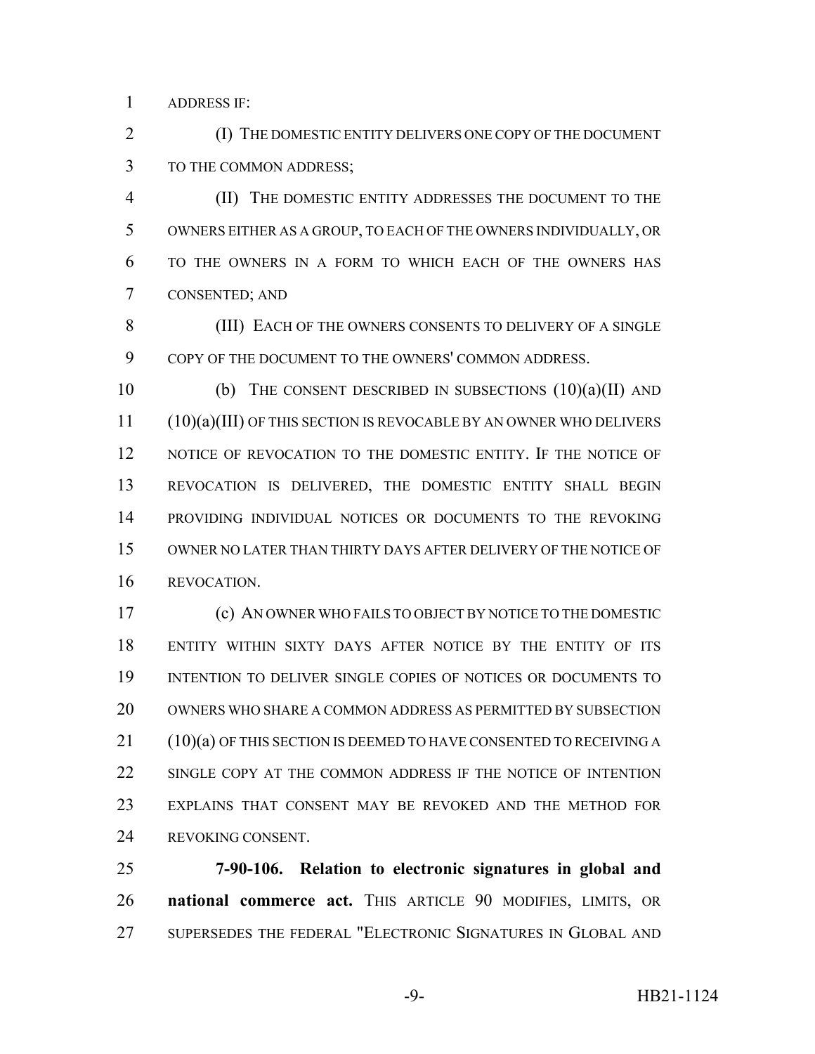ADDRESS IF:

(I) THE DOMESTIC ENTITY DELIVERS ONE COPY OF THE DOCUMENT TO THE COMMON ADDRESS;

(II) THE DOMESTIC ENTITY ADDRESSES THE DOCUMENT TO THE OWNERS EITHER AS A GROUP, TO EACH OF THE OWNERS INDIVIDUALLY, OR TO THE OWNERS IN A FORM TO WHICH EACH OF THE OWNERS HAS CONSENTED; AND

(III) EACH OF THE OWNERS CONSENTS TO DELIVERY OF A SINGLE COPY OF THE DOCUMENT TO THE OWNERS' COMMON ADDRESS.

(b) THE CONSENT DESCRIBED IN SUBSECTIONS (10)(a)(II) AND (10)(a)(III) OF THIS SECTION IS REVOCABLE BY AN OWNER WHO DELIVERS NOTICE OF REVOCATION TO THE DOMESTIC ENTITY. IF THE NOTICE OF REVOCATION IS DELIVERED, THE DOMESTIC ENTITY SHALL BEGIN PROVIDING INDIVIDUAL NOTICES OR DOCUMENTS TO THE REVOKING OWNER NO LATER THAN THIRTY DAYS AFTER DELIVERY OF THE NOTICE OF REVOCATION.

(c) AN OWNER WHO FAILS TO OBJECT BY NOTICE TO THE DOMESTIC ENTITY WITHIN SIXTY DAYS AFTER NOTICE BY THE ENTITY OF ITS INTENTION TO DELIVER SINGLE COPIES OF NOTICES OR DOCUMENTS TO OWNERS WHO SHARE A COMMON ADDRESS AS PERMITTED BY SUBSECTION (10)(a) OF THIS SECTION IS DEEMED TO HAVE CONSENTED TO RECEIVING A SINGLE COPY AT THE COMMON ADDRESS IF THE NOTICE OF INTENTION EXPLAINS THAT CONSENT MAY BE REVOKED AND THE METHOD FOR REVOKING CONSENT.

**7-90-106. Relation to electronic signatures in global and national commerce act.** THIS ARTICLE 90 MODIFIES, LIMITS, OR SUPERSEDES THE FEDERAL "ELECTRONIC SIGNATURES IN GLOBAL AND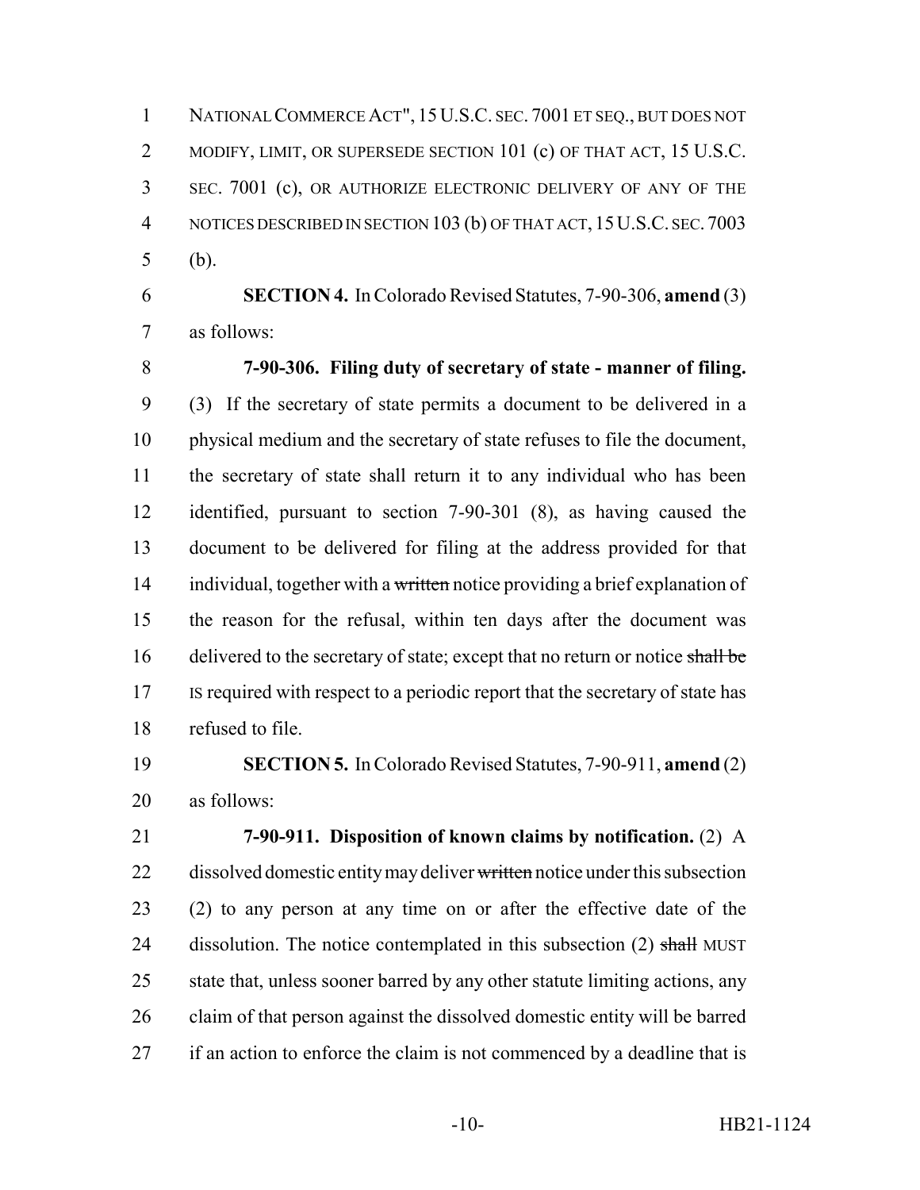NATIONAL COMMERCE ACT", 15 U.S.C. SEC. 7001 ET SEQ., BUT DOES NOT MODIFY, LIMIT, OR SUPERSEDE SECTION 101 (c) OF THAT ACT, 15 U.S.C. SEC. 7001 (c), OR AUTHORIZE ELECTRONIC DELIVERY OF ANY OF THE NOTICES DESCRIBED IN SECTION 103 (b) OF THAT ACT, 15 U.S.C. SEC. 7003 (b).

**SECTION 4.** In Colorado Revised Statutes, 7-90-306, **amend** (3) as follows:

**7-90-306. Filing duty of secretary of state - manner of filing.** (3) If the secretary of state permits a document to be delivered in a physical medium and the secretary of state refuses to file the document, the secretary of state shall return it to any individual who has been identified, pursuant to section 7-90-301 (8), as having caused the document to be delivered for filing at the address provided for that individual, together with a ~~written~~ notice providing a brief explanation of the reason for the refusal, within ten days after the document was delivered to the secretary of state; except that no return or notice ~~shall be~~ IS required with respect to a periodic report that the secretary of state has refused to file.

**SECTION 5.** In Colorado Revised Statutes, 7-90-911, **amend** (2) as follows:

**7-90-911. Disposition of known claims by notification.** (2) A dissolved domestic entity may deliver ~~written~~ notice under this subsection (2) to any person at any time on or after the effective date of the dissolution. The notice contemplated in this subsection (2) ~~shall~~ MUST state that, unless sooner barred by any other statute limiting actions, any claim of that person against the dissolved domestic entity will be barred if an action to enforce the claim is not commenced by a deadline that is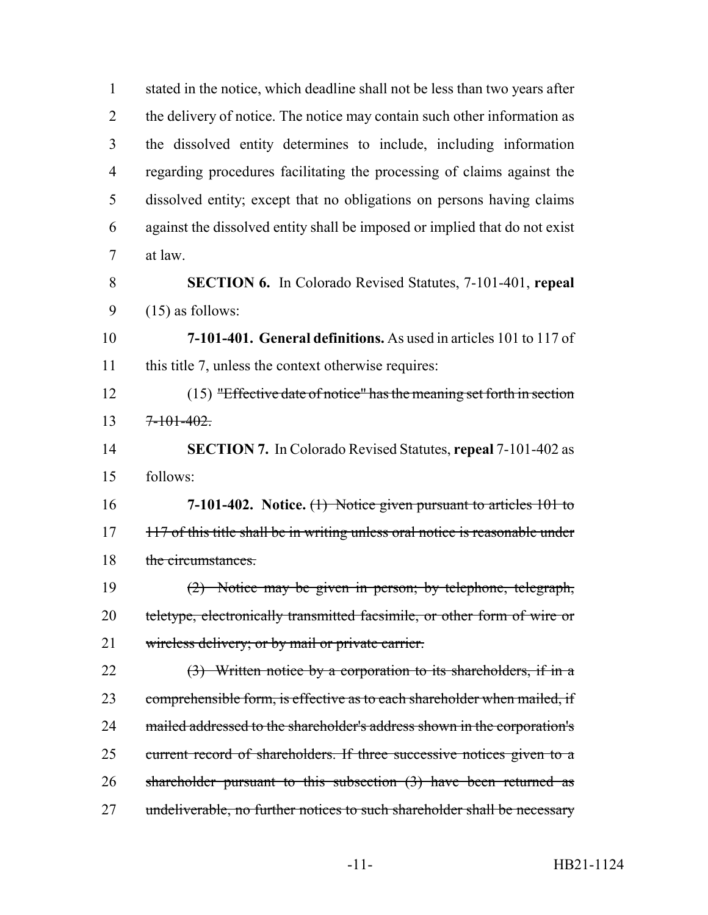stated in the notice, which deadline shall not be less than two years after the delivery of notice. The notice may contain such other information as the dissolved entity determines to include, including information regarding procedures facilitating the processing of claims against the dissolved entity; except that no obligations on persons having claims against the dissolved entity shall be imposed or implied that do not exist at law.

**SECTION 6.** In Colorado Revised Statutes, 7-101-401, **repeal** (15) as follows:

**7-101-401. General definitions.** As used in articles 101 to 117 of this title 7, unless the context otherwise requires:

(15) ~~"Effective date of notice" has the meaning set forth in section 7-101-402.~~

**SECTION 7.** In Colorado Revised Statutes, **repeal** 7-101-402 as follows:

**7-101-402. Notice.** ~~(1) Notice given pursuant to articles 101 to 117 of this title shall be in writing unless oral notice is reasonable under the circumstances.~~

~~(2) Notice may be given in person; by telephone, telegraph, teletype, electronically transmitted facsimile, or other form of wire or wireless delivery; or by mail or private carrier.~~

~~(3) Written notice by a corporation to its shareholders, if in a comprehensible form, is effective as to each shareholder when mailed, if mailed addressed to the shareholder's address shown in the corporation's current record of shareholders. If three successive notices given to a shareholder pursuant to this subsection (3) have been returned as undeliverable, no further notices to such shareholder shall be necessary~~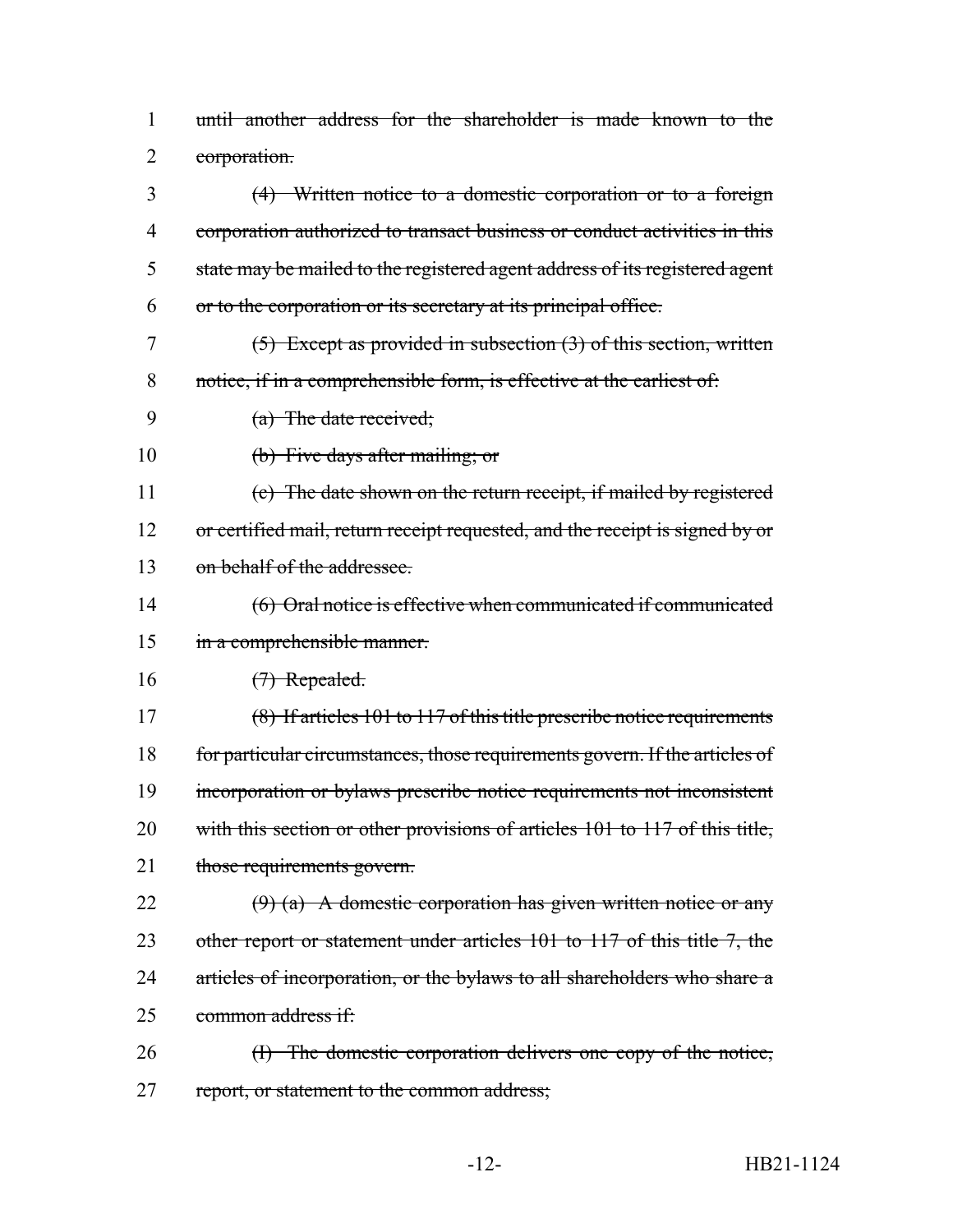1 until another address for the shareholder is made known to the
2 corporation.

3 (4) Written notice to a domestic corporation or to a foreign
4 corporation authorized to transact business or conduct activities in this
5 state may be mailed to the registered agent address of its registered agent
6 or to the corporation or its secretary at its principal office.

7 (5) Except as provided in subsection (3) of this section, written
8 notice, if in a comprehensible form, is effective at the earliest of:

9 (a) The date received;

10 (b) Five days after mailing; or

11 (c) The date shown on the return receipt, if mailed by registered
12 or certified mail, return receipt requested, and the receipt is signed by or
13 on behalf of the addressee.

14 (6) Oral notice is effective when communicated if communicated
15 in a comprehensible manner.

16 (7) Repealed.

17 (8) If articles 101 to 117 of this title prescribe notice requirements
18 for particular circumstances, those requirements govern. If the articles of
19 incorporation or bylaws prescribe notice requirements not inconsistent
20 with this section or other provisions of articles 101 to 117 of this title,
21 those requirements govern.

22 (9) (a) A domestic corporation has given written notice or any
23 other report or statement under articles 101 to 117 of this title 7, the
24 articles of incorporation, or the bylaws to all shareholders who share a
25 common address if:

26 (I) The domestic corporation delivers one copy of the notice,
27 report, or statement to the common address;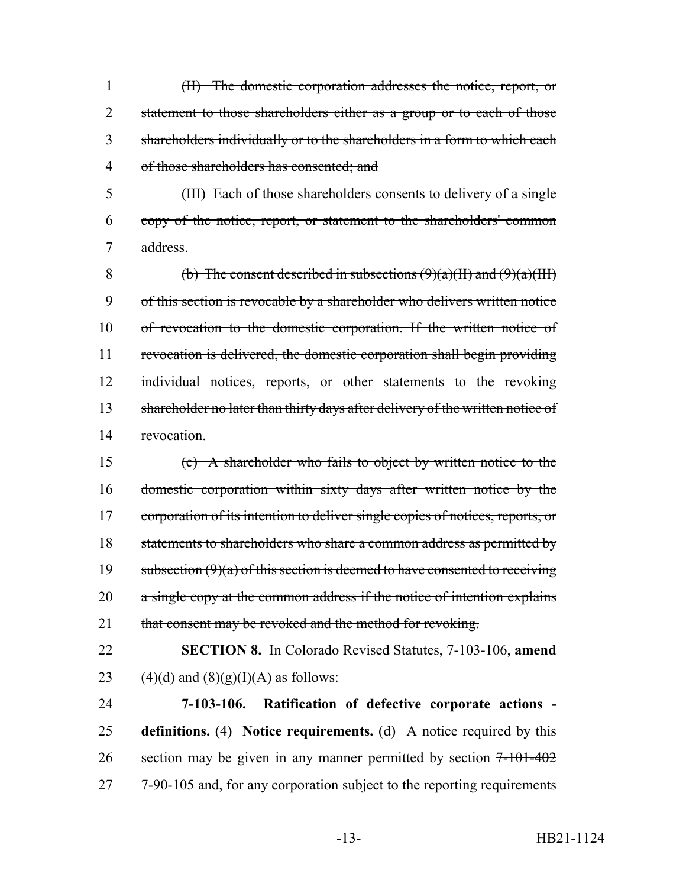~~(II) The domestic corporation addresses the notice, report, or statement to those shareholders either as a group or to each of those shareholders individually or to the shareholders in a form to which each of those shareholders has consented; and~~

~~(III) Each of those shareholders consents to delivery of a single copy of the notice, report, or statement to the shareholders' common address.~~

~~(b) The consent described in subsections (9)(a)(II) and (9)(a)(III) of this section is revocable by a shareholder who delivers written notice of revocation to the domestic corporation. If the written notice of revocation is delivered, the domestic corporation shall begin providing individual notices, reports, or other statements to the revoking shareholder no later than thirty days after delivery of the written notice of revocation.~~

~~(c) A shareholder who fails to object by written notice to the domestic corporation within sixty days after written notice by the corporation of its intention to deliver single copies of notices, reports, or statements to shareholders who share a common address as permitted by subsection (9)(a) of this section is deemed to have consented to receiving a single copy at the common address if the notice of intention explains that consent may be revoked and the method for revoking.~~

**SECTION 8.** In Colorado Revised Statutes, 7-103-106, **amend** (4)(d) and (8)(g)(I)(A) as follows:

**7-103-106. Ratification of defective corporate actions - definitions.** (4) **Notice requirements.** (d) A notice required by this section may be given in any manner permitted by section ~~7-101-402~~ 7-90-105 and, for any corporation subject to the reporting requirements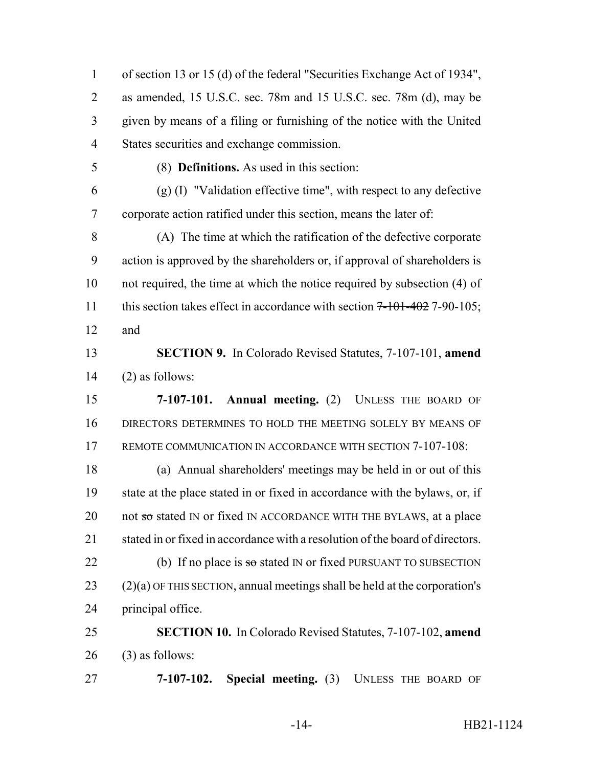of section 13 or 15 (d) of the federal "Securities Exchange Act of 1934", as amended, 15 U.S.C. sec. 78m and 15 U.S.C. sec. 78m (d), may be given by means of a filing or furnishing of the notice with the United States securities and exchange commission.

(8) **Definitions.** As used in this section:

(g) (I) "Validation effective time", with respect to any defective corporate action ratified under this section, means the later of:

(A) The time at which the ratification of the defective corporate action is approved by the shareholders or, if approval of shareholders is not required, the time at which the notice required by subsection (4) of this section takes effect in accordance with section ~~7-101-402~~ 7-90-105; and

**SECTION 9.** In Colorado Revised Statutes, 7-107-101, **amend** (2) as follows:

**7-107-101. Annual meeting.** (2) UNLESS THE BOARD OF DIRECTORS DETERMINES TO HOLD THE MEETING SOLELY BY MEANS OF REMOTE COMMUNICATION IN ACCORDANCE WITH SECTION 7-107-108:

(a) Annual shareholders' meetings may be held in or out of this state at the place stated in or fixed in accordance with the bylaws, or, if not ~~so~~ stated IN or fixed IN ACCORDANCE WITH THE BYLAWS, at a place stated in or fixed in accordance with a resolution of the board of directors.

(b) If no place is ~~so~~ stated IN or fixed PURSUANT TO SUBSECTION (2)(a) OF THIS SECTION, annual meetings shall be held at the corporation's principal office.

**SECTION 10.** In Colorado Revised Statutes, 7-107-102, **amend** (3) as follows:

**7-107-102. Special meeting.** (3) UNLESS THE BOARD OF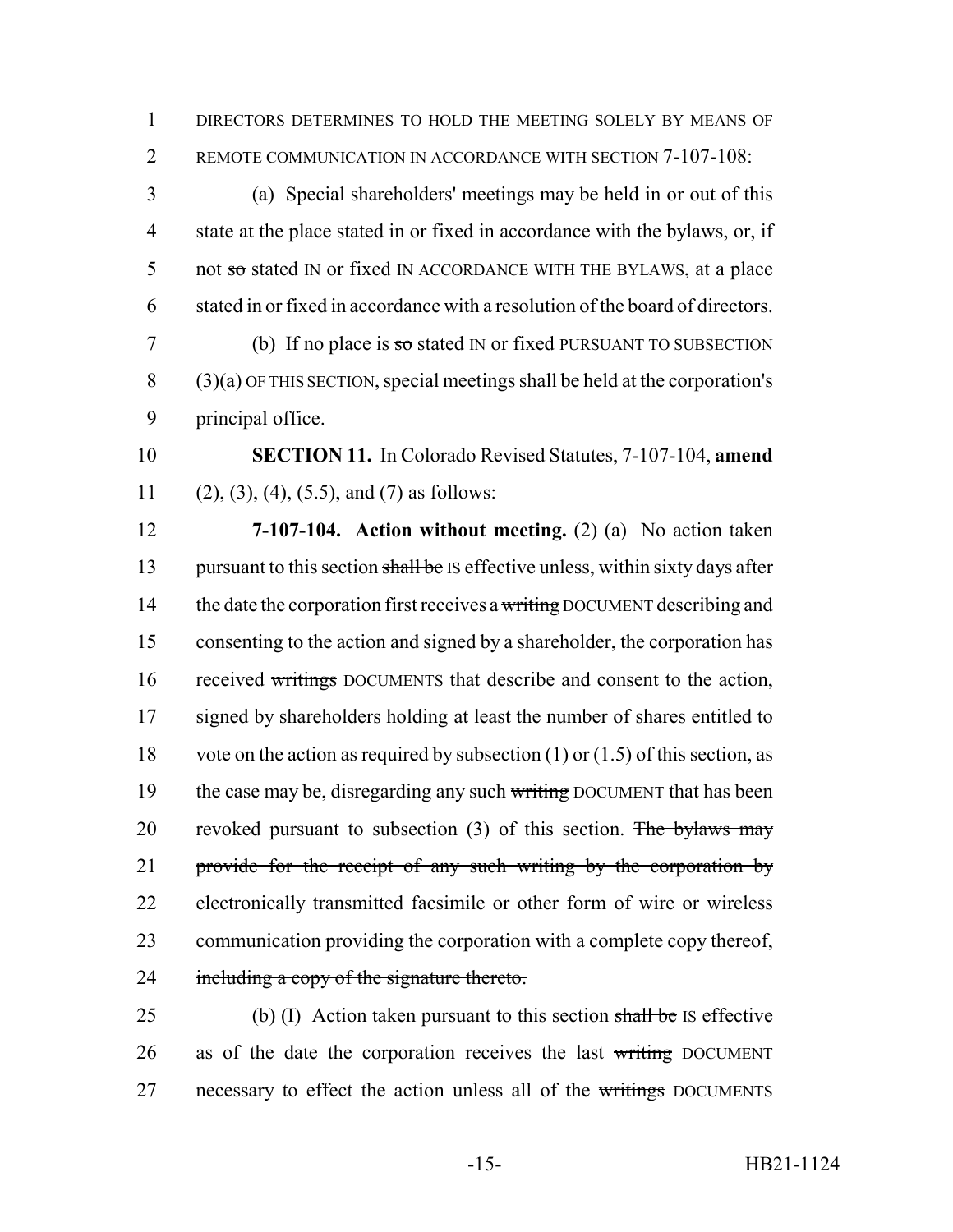DIRECTORS DETERMINES TO HOLD THE MEETING SOLELY BY MEANS OF REMOTE COMMUNICATION IN ACCORDANCE WITH SECTION 7-107-108:

(a) Special shareholders' meetings may be held in or out of this state at the place stated in or fixed in accordance with the bylaws, or, if not ~~so~~ stated IN or fixed IN ACCORDANCE WITH THE BYLAWS, at a place stated in or fixed in accordance with a resolution of the board of directors.

(b) If no place is ~~so~~ stated IN or fixed PURSUANT TO SUBSECTION (3)(a) OF THIS SECTION, special meetings shall be held at the corporation's principal office.

**SECTION 11.** In Colorado Revised Statutes, 7-107-104, **amend** (2), (3), (4), (5.5), and (7) as follows:

**7-107-104. Action without meeting.** (2) (a) No action taken pursuant to this section ~~shall be~~ IS effective unless, within sixty days after the date the corporation first receives a ~~writing~~ DOCUMENT describing and consenting to the action and signed by a shareholder, the corporation has received ~~writings~~ DOCUMENTS that describe and consent to the action, signed by shareholders holding at least the number of shares entitled to vote on the action as required by subsection (1) or (1.5) of this section, as the case may be, disregarding any such ~~writing~~ DOCUMENT that has been revoked pursuant to subsection (3) of this section. ~~The bylaws may provide for the receipt of any such writing by the corporation by electronically transmitted facsimile or other form of wire or wireless communication providing the corporation with a complete copy thereof, including a copy of the signature thereto.~~

(b) (I) Action taken pursuant to this section ~~shall be~~ IS effective as of the date the corporation receives the last ~~writing~~ DOCUMENT necessary to effect the action unless all of the ~~writings~~ DOCUMENTS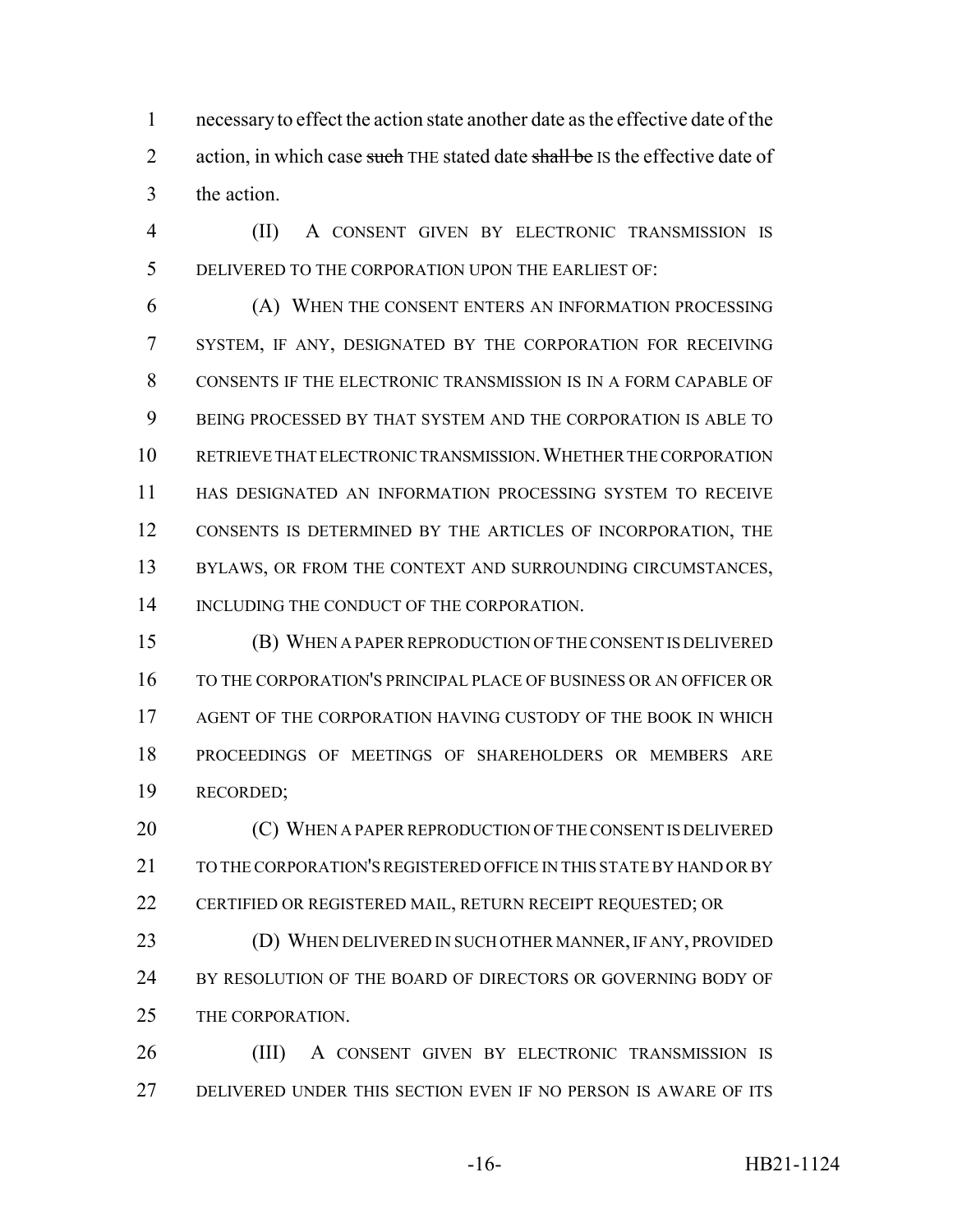necessary to effect the action state another date as the effective date of the action, in which case ~~such~~ THE stated date ~~shall be~~ IS the effective date of the action.

(II) A CONSENT GIVEN BY ELECTRONIC TRANSMISSION IS DELIVERED TO THE CORPORATION UPON THE EARLIEST OF:

(A) WHEN THE CONSENT ENTERS AN INFORMATION PROCESSING SYSTEM, IF ANY, DESIGNATED BY THE CORPORATION FOR RECEIVING CONSENTS IF THE ELECTRONIC TRANSMISSION IS IN A FORM CAPABLE OF BEING PROCESSED BY THAT SYSTEM AND THE CORPORATION IS ABLE TO RETRIEVE THAT ELECTRONIC TRANSMISSION. WHETHER THE CORPORATION HAS DESIGNATED AN INFORMATION PROCESSING SYSTEM TO RECEIVE CONSENTS IS DETERMINED BY THE ARTICLES OF INCORPORATION, THE BYLAWS, OR FROM THE CONTEXT AND SURROUNDING CIRCUMSTANCES, INCLUDING THE CONDUCT OF THE CORPORATION.

(B) WHEN A PAPER REPRODUCTION OF THE CONSENT IS DELIVERED TO THE CORPORATION'S PRINCIPAL PLACE OF BUSINESS OR AN OFFICER OR AGENT OF THE CORPORATION HAVING CUSTODY OF THE BOOK IN WHICH PROCEEDINGS OF MEETINGS OF SHAREHOLDERS OR MEMBERS ARE RECORDED;

(C) WHEN A PAPER REPRODUCTION OF THE CONSENT IS DELIVERED TO THE CORPORATION'S REGISTERED OFFICE IN THIS STATE BY HAND OR BY CERTIFIED OR REGISTERED MAIL, RETURN RECEIPT REQUESTED; OR

(D) WHEN DELIVERED IN SUCH OTHER MANNER, IF ANY, PROVIDED BY RESOLUTION OF THE BOARD OF DIRECTORS OR GOVERNING BODY OF THE CORPORATION.

(III) A CONSENT GIVEN BY ELECTRONIC TRANSMISSION IS DELIVERED UNDER THIS SECTION EVEN IF NO PERSON IS AWARE OF ITS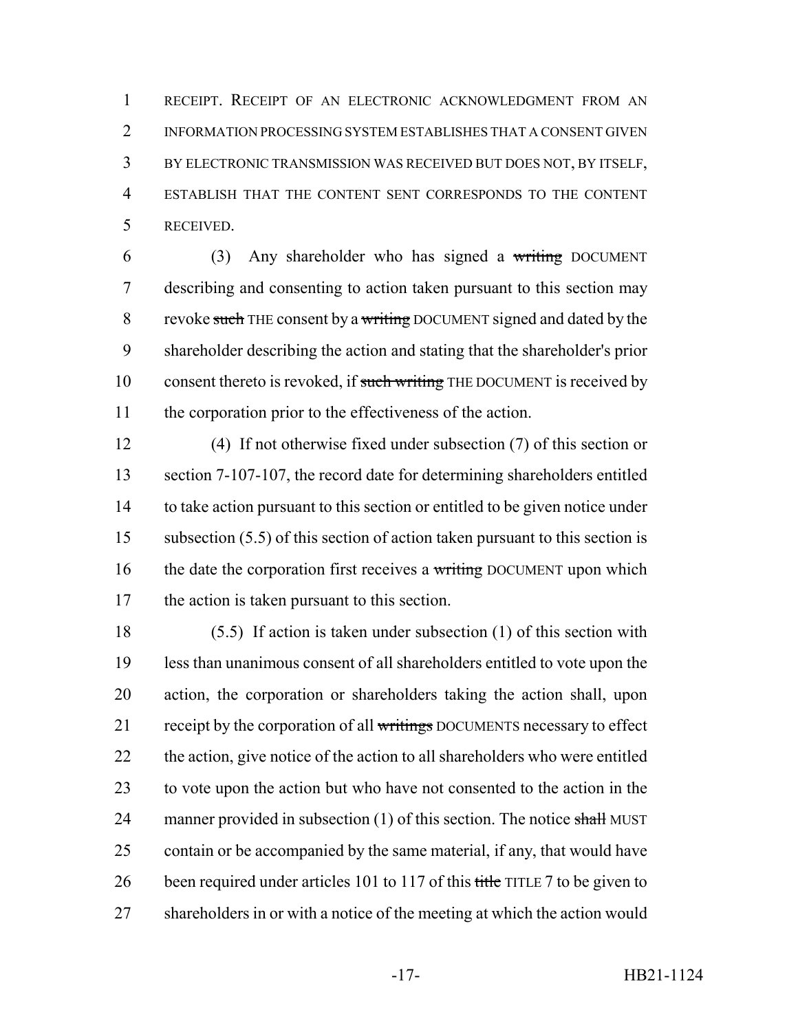RECEIPT. RECEIPT OF AN ELECTRONIC ACKNOWLEDGMENT FROM AN INFORMATION PROCESSING SYSTEM ESTABLISHES THAT A CONSENT GIVEN BY ELECTRONIC TRANSMISSION WAS RECEIVED BUT DOES NOT, BY ITSELF, ESTABLISH THAT THE CONTENT SENT CORRESPONDS TO THE CONTENT RECEIVED.

(3) Any shareholder who has signed a ~~writing~~ DOCUMENT describing and consenting to action taken pursuant to this section may revoke ~~such~~ THE consent by a ~~writing~~ DOCUMENT signed and dated by the shareholder describing the action and stating that the shareholder's prior consent thereto is revoked, if ~~such writing~~ THE DOCUMENT is received by the corporation prior to the effectiveness of the action.

(4) If not otherwise fixed under subsection (7) of this section or section 7-107-107, the record date for determining shareholders entitled to take action pursuant to this section or entitled to be given notice under subsection (5.5) of this section of action taken pursuant to this section is the date the corporation first receives a ~~writing~~ DOCUMENT upon which the action is taken pursuant to this section.

(5.5) If action is taken under subsection (1) of this section with less than unanimous consent of all shareholders entitled to vote upon the action, the corporation or shareholders taking the action shall, upon receipt by the corporation of all ~~writings~~ DOCUMENTS necessary to effect the action, give notice of the action to all shareholders who were entitled to vote upon the action but who have not consented to the action in the manner provided in subsection (1) of this section. The notice ~~shall~~ MUST contain or be accompanied by the same material, if any, that would have been required under articles 101 to 117 of this ~~title~~ TITLE 7 to be given to shareholders in or with a notice of the meeting at which the action would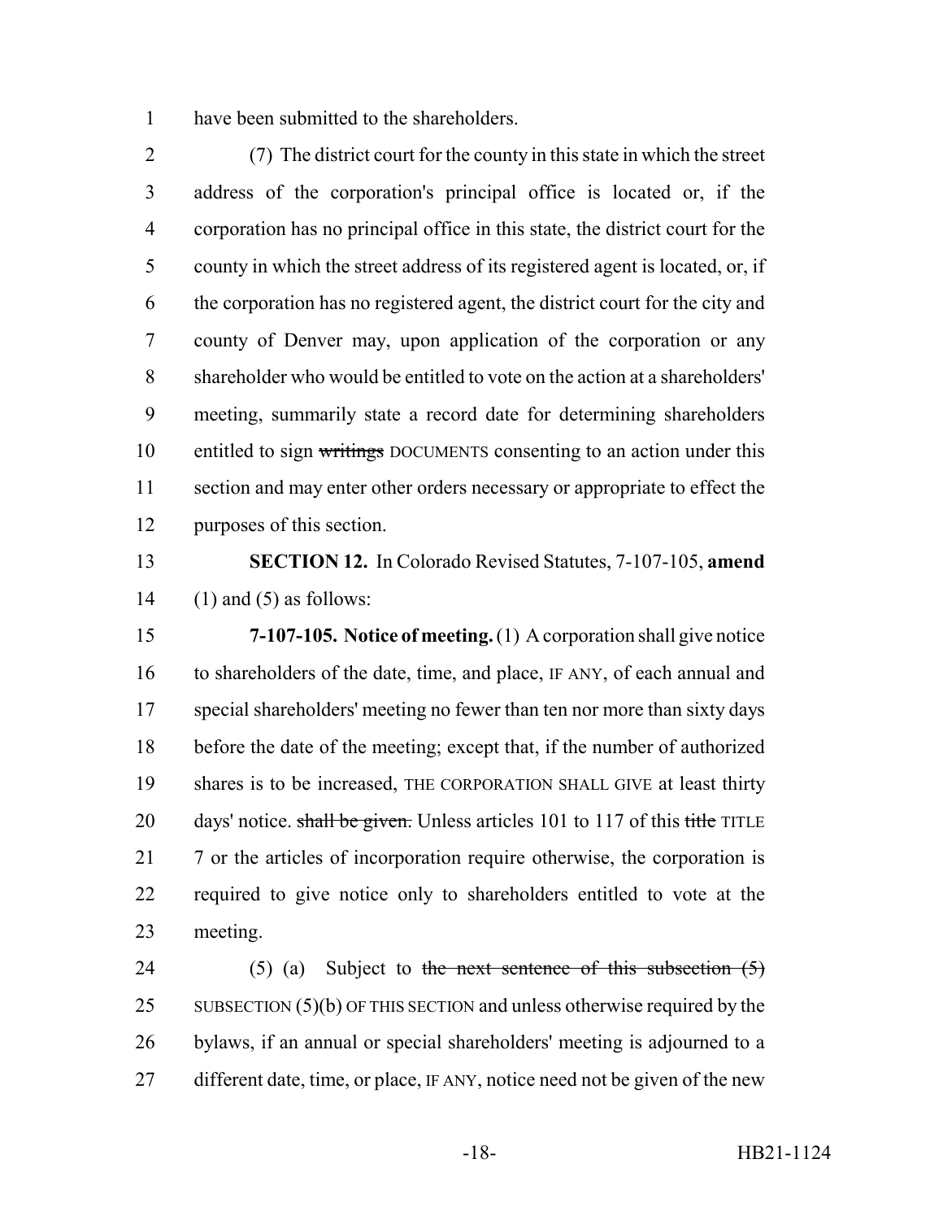have been submitted to the shareholders.

(7) The district court for the county in this state in which the street address of the corporation's principal office is located or, if the corporation has no principal office in this state, the district court for the county in which the street address of its registered agent is located, or, if the corporation has no registered agent, the district court for the city and county of Denver may, upon application of the corporation or any shareholder who would be entitled to vote on the action at a shareholders' meeting, summarily state a record date for determining shareholders entitled to sign ~~writings~~ DOCUMENTS consenting to an action under this section and may enter other orders necessary or appropriate to effect the purposes of this section.

**SECTION 12.** In Colorado Revised Statutes, 7-107-105, **amend** (1) and (5) as follows:

**7-107-105. Notice of meeting.** (1) A corporation shall give notice to shareholders of the date, time, and place, IF ANY, of each annual and special shareholders' meeting no fewer than ten nor more than sixty days before the date of the meeting; except that, if the number of authorized shares is to be increased, THE CORPORATION SHALL GIVE at least thirty days' notice. ~~shall be given.~~ Unless articles 101 to 117 of this ~~title~~ TITLE 7 or the articles of incorporation require otherwise, the corporation is required to give notice only to shareholders entitled to vote at the meeting.

(5) (a) Subject to ~~the next sentence of this subsection (5)~~ SUBSECTION (5)(b) OF THIS SECTION and unless otherwise required by the bylaws, if an annual or special shareholders' meeting is adjourned to a different date, time, or place, IF ANY, notice need not be given of the new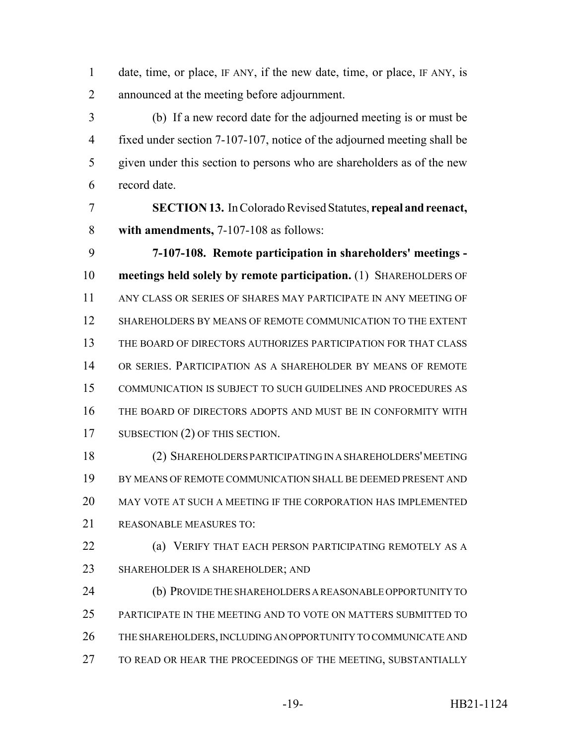date, time, or place, IF ANY, if the new date, time, or place, IF ANY, is announced at the meeting before adjournment.

(b) If a new record date for the adjourned meeting is or must be fixed under section 7-107-107, notice of the adjourned meeting shall be given under this section to persons who are shareholders as of the new record date.

**SECTION 13.** In Colorado Revised Statutes, **repeal and reenact, with amendments,** 7-107-108 as follows:

**7-107-108. Remote participation in shareholders' meetings - meetings held solely by remote participation.** (1) SHAREHOLDERS OF ANY CLASS OR SERIES OF SHARES MAY PARTICIPATE IN ANY MEETING OF SHAREHOLDERS BY MEANS OF REMOTE COMMUNICATION TO THE EXTENT THE BOARD OF DIRECTORS AUTHORIZES PARTICIPATION FOR THAT CLASS OR SERIES. PARTICIPATION AS A SHAREHOLDER BY MEANS OF REMOTE COMMUNICATION IS SUBJECT TO SUCH GUIDELINES AND PROCEDURES AS THE BOARD OF DIRECTORS ADOPTS AND MUST BE IN CONFORMITY WITH SUBSECTION (2) OF THIS SECTION.

(2) SHAREHOLDERS PARTICIPATING IN A SHAREHOLDERS' MEETING BY MEANS OF REMOTE COMMUNICATION SHALL BE DEEMED PRESENT AND MAY VOTE AT SUCH A MEETING IF THE CORPORATION HAS IMPLEMENTED REASONABLE MEASURES TO:

(a) VERIFY THAT EACH PERSON PARTICIPATING REMOTELY AS A SHAREHOLDER IS A SHAREHOLDER; AND

(b) PROVIDE THE SHAREHOLDERS A REASONABLE OPPORTUNITY TO PARTICIPATE IN THE MEETING AND TO VOTE ON MATTERS SUBMITTED TO THE SHAREHOLDERS, INCLUDING AN OPPORTUNITY TO COMMUNICATE AND TO READ OR HEAR THE PROCEEDINGS OF THE MEETING, SUBSTANTIALLY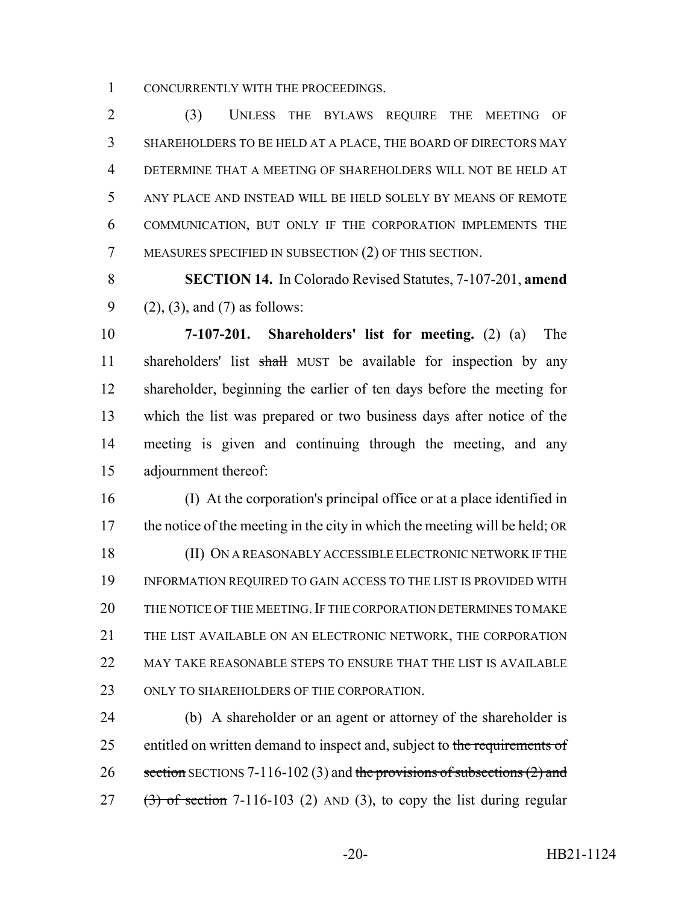CONCURRENTLY WITH THE PROCEEDINGS.

(3) UNLESS THE BYLAWS REQUIRE THE MEETING OF SHAREHOLDERS TO BE HELD AT A PLACE, THE BOARD OF DIRECTORS MAY DETERMINE THAT A MEETING OF SHAREHOLDERS WILL NOT BE HELD AT ANY PLACE AND INSTEAD WILL BE HELD SOLELY BY MEANS OF REMOTE COMMUNICATION, BUT ONLY IF THE CORPORATION IMPLEMENTS THE MEASURES SPECIFIED IN SUBSECTION (2) OF THIS SECTION.

**SECTION 14.** In Colorado Revised Statutes, 7-107-201, **amend** (2), (3), and (7) as follows:

**7-107-201. Shareholders' list for meeting.** (2) (a) The shareholders' list ~~shall~~ MUST be available for inspection by any shareholder, beginning the earlier of ten days before the meeting for which the list was prepared or two business days after notice of the meeting is given and continuing through the meeting, and any adjournment thereof:

(I) At the corporation's principal office or at a place identified in the notice of the meeting in the city in which the meeting will be held; OR

(II) ON A REASONABLY ACCESSIBLE ELECTRONIC NETWORK IF THE INFORMATION REQUIRED TO GAIN ACCESS TO THE LIST IS PROVIDED WITH THE NOTICE OF THE MEETING. IF THE CORPORATION DETERMINES TO MAKE THE LIST AVAILABLE ON AN ELECTRONIC NETWORK, THE CORPORATION MAY TAKE REASONABLE STEPS TO ENSURE THAT THE LIST IS AVAILABLE ONLY TO SHAREHOLDERS OF THE CORPORATION.

(b) A shareholder or an agent or attorney of the shareholder is entitled on written demand to inspect and, subject to ~~the requirements of section~~ SECTIONS 7-116-102 (3) and ~~the provisions of subsections (2) and (3) of section~~ 7-116-103 (2) AND (3), to copy the list during regular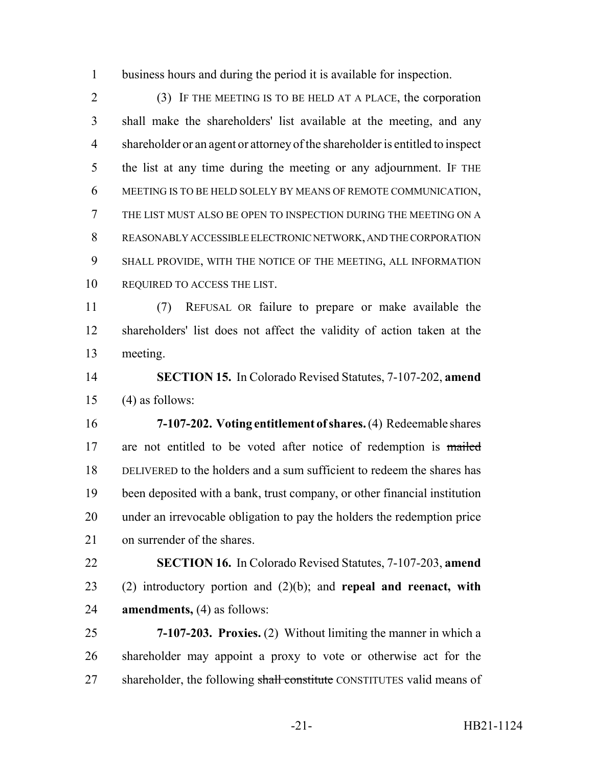business hours and during the period it is available for inspection.

(3) IF THE MEETING IS TO BE HELD AT A PLACE, the corporation shall make the shareholders' list available at the meeting, and any shareholder or an agent or attorney of the shareholder is entitled to inspect the list at any time during the meeting or any adjournment. IF THE MEETING IS TO BE HELD SOLELY BY MEANS OF REMOTE COMMUNICATION, THE LIST MUST ALSO BE OPEN TO INSPECTION DURING THE MEETING ON A REASONABLY ACCESSIBLE ELECTRONIC NETWORK, AND THE CORPORATION SHALL PROVIDE, WITH THE NOTICE OF THE MEETING, ALL INFORMATION REQUIRED TO ACCESS THE LIST.

(7) REFUSAL OR failure to prepare or make available the shareholders' list does not affect the validity of action taken at the meeting.

**SECTION 15.** In Colorado Revised Statutes, 7-107-202, **amend** (4) as follows:

**7-107-202. Voting entitlement of shares.** (4) Redeemable shares are not entitled to be voted after notice of redemption is ~~mailed~~ DELIVERED to the holders and a sum sufficient to redeem the shares has been deposited with a bank, trust company, or other financial institution under an irrevocable obligation to pay the holders the redemption price on surrender of the shares.

**SECTION 16.** In Colorado Revised Statutes, 7-107-203, **amend** (2) introductory portion and (2)(b); and **repeal and reenact, with amendments,** (4) as follows:

**7-107-203. Proxies.** (2) Without limiting the manner in which a shareholder may appoint a proxy to vote or otherwise act for the shareholder, the following ~~shall constitute~~ CONSTITUTES valid means of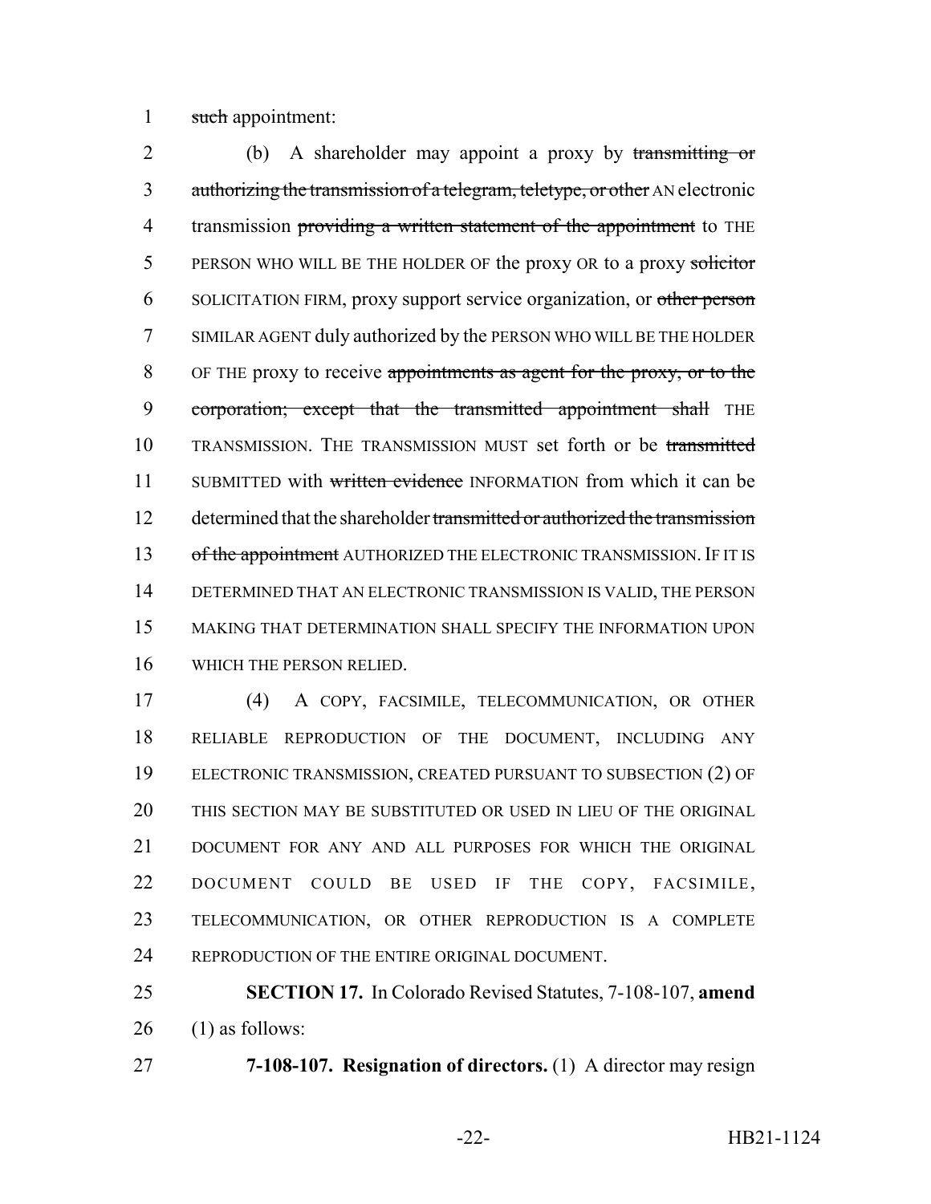1 ~~such~~ appointment:

2 (b) A shareholder may appoint a proxy by ~~transmitting or~~ 3 ~~authorizing the transmission of a telegram, teletype, or other~~ AN electronic 4 transmission ~~providing a written statement of the appointment~~ to THE 5 PERSON WHO WILL BE THE HOLDER OF the proxy OR to a proxy ~~solicitor~~ 6 SOLICITATION FIRM, proxy support service organization, or ~~other person~~ 7 SIMILAR AGENT duly authorized by the PERSON WHO WILL BE THE HOLDER 8 OF THE proxy to receive ~~appointments as agent for the proxy, or to the~~ 9 ~~corporation; except that the transmitted appointment shall~~ THE 10 TRANSMISSION. THE TRANSMISSION MUST set forth or be ~~transmitted~~ 11 SUBMITTED with ~~written evidence~~ INFORMATION from which it can be 12 determined that the shareholder ~~transmitted or authorized the transmission~~ 13 ~~of the appointment~~ AUTHORIZED THE ELECTRONIC TRANSMISSION. IF IT IS 14 DETERMINED THAT AN ELECTRONIC TRANSMISSION IS VALID, THE PERSON 15 MAKING THAT DETERMINATION SHALL SPECIFY THE INFORMATION UPON 16 WHICH THE PERSON RELIED.

17 (4) A COPY, FACSIMILE, TELECOMMUNICATION, OR OTHER 18 RELIABLE REPRODUCTION OF THE DOCUMENT, INCLUDING ANY 19 ELECTRONIC TRANSMISSION, CREATED PURSUANT TO SUBSECTION (2) OF 20 THIS SECTION MAY BE SUBSTITUTED OR USED IN LIEU OF THE ORIGINAL 21 DOCUMENT FOR ANY AND ALL PURPOSES FOR WHICH THE ORIGINAL 22 DOCUMENT COULD BE USED IF THE COPY, FACSIMILE, 23 TELECOMMUNICATION, OR OTHER REPRODUCTION IS A COMPLETE 24 REPRODUCTION OF THE ENTIRE ORIGINAL DOCUMENT.

25 **SECTION 17.** In Colorado Revised Statutes, 7-108-107, **amend** 26 (1) as follows:

27 **7-108-107. Resignation of directors.** (1) A director may resign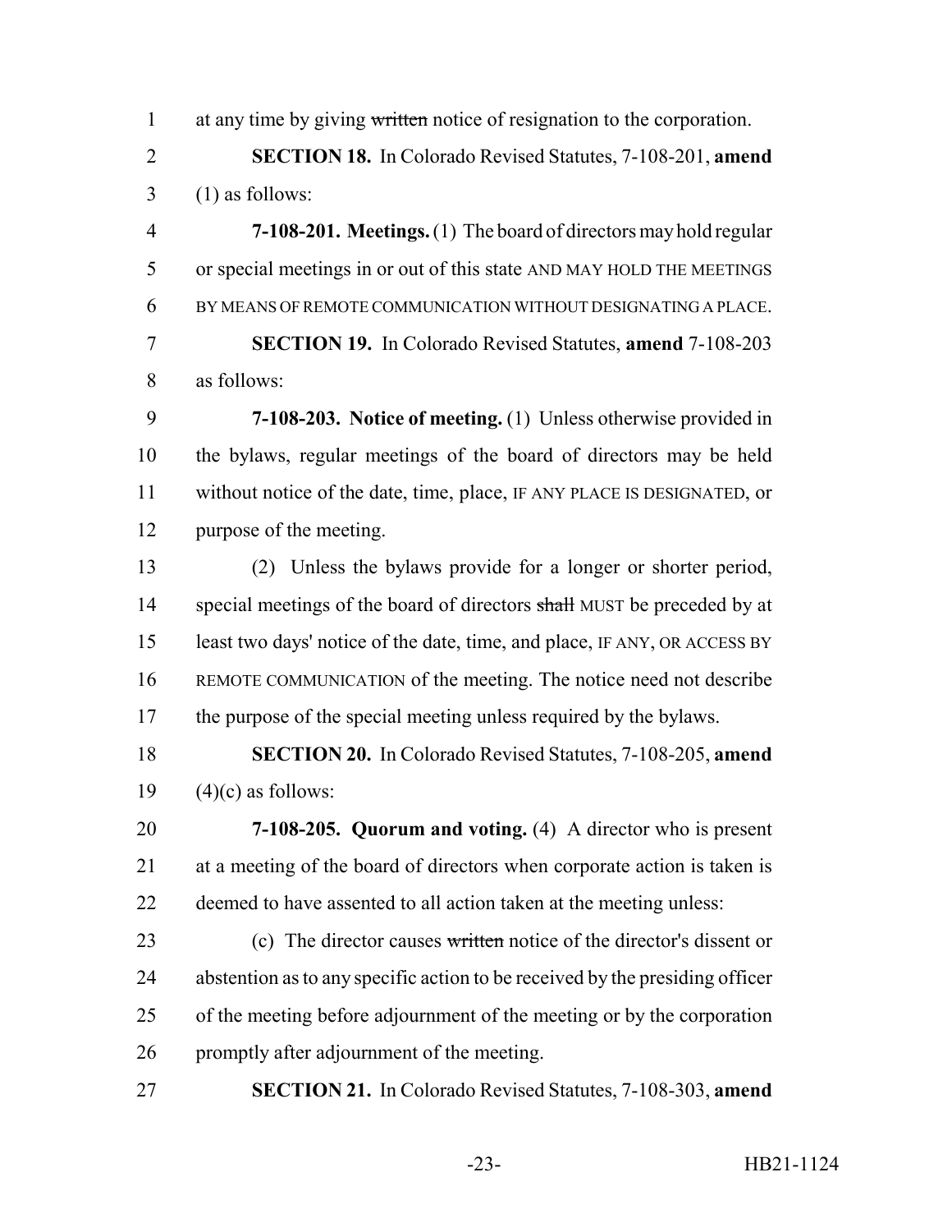at any time by giving ~~written~~ notice of resignation to the corporation.

**SECTION 18.** In Colorado Revised Statutes, 7-108-201, **amend** (1) as follows:

**7-108-201. Meetings.** (1) The board of directors may hold regular or special meetings in or out of this state AND MAY HOLD THE MEETINGS BY MEANS OF REMOTE COMMUNICATION WITHOUT DESIGNATING A PLACE.

**SECTION 19.** In Colorado Revised Statutes, **amend** 7-108-203 as follows:

**7-108-203. Notice of meeting.** (1) Unless otherwise provided in the bylaws, regular meetings of the board of directors may be held without notice of the date, time, place, IF ANY PLACE IS DESIGNATED, or purpose of the meeting.

(2) Unless the bylaws provide for a longer or shorter period, special meetings of the board of directors ~~shall~~ MUST be preceded by at least two days' notice of the date, time, and place, IF ANY, OR ACCESS BY REMOTE COMMUNICATION of the meeting. The notice need not describe the purpose of the special meeting unless required by the bylaws.

**SECTION 20.** In Colorado Revised Statutes, 7-108-205, **amend** (4)(c) as follows:

**7-108-205. Quorum and voting.** (4) A director who is present at a meeting of the board of directors when corporate action is taken is deemed to have assented to all action taken at the meeting unless:

(c) The director causes ~~written~~ notice of the director's dissent or abstention as to any specific action to be received by the presiding officer of the meeting before adjournment of the meeting or by the corporation promptly after adjournment of the meeting.

**SECTION 21.** In Colorado Revised Statutes, 7-108-303, **amend**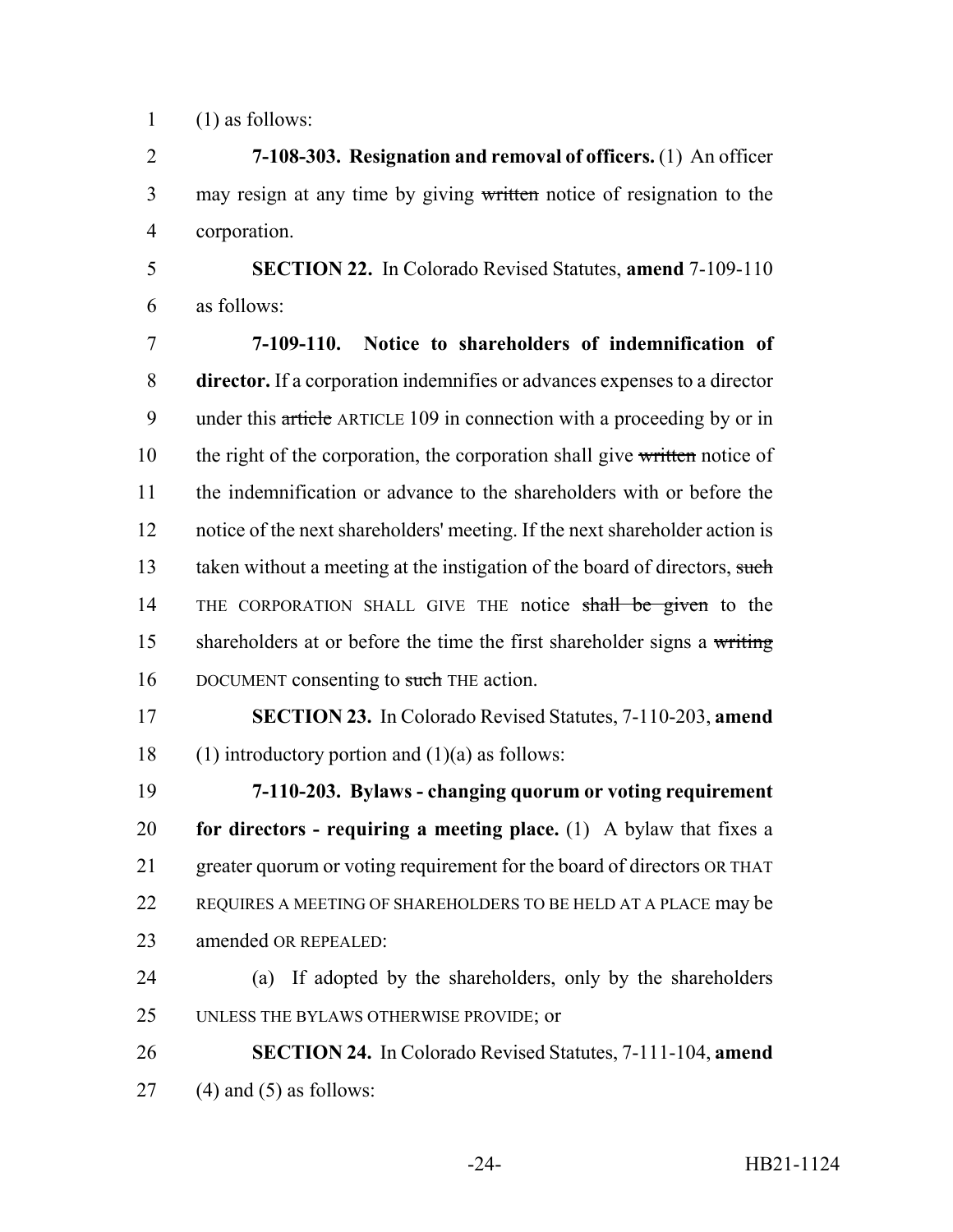(1) as follows:

**7-108-303. Resignation and removal of officers.** (1) An officer may resign at any time by giving ~~written~~ notice of resignation to the corporation.

**SECTION 22.** In Colorado Revised Statutes, **amend** 7-109-110 as follows:

**7-109-110. Notice to shareholders of indemnification of director.** If a corporation indemnifies or advances expenses to a director under this ~~article~~ ARTICLE 109 in connection with a proceeding by or in the right of the corporation, the corporation shall give ~~written~~ notice of the indemnification or advance to the shareholders with or before the notice of the next shareholders' meeting. If the next shareholder action is taken without a meeting at the instigation of the board of directors, ~~such~~ THE CORPORATION SHALL GIVE THE notice ~~shall be given~~ to the shareholders at or before the time the first shareholder signs a ~~writing~~ DOCUMENT consenting to ~~such~~ THE action.

**SECTION 23.** In Colorado Revised Statutes, 7-110-203, **amend** (1) introductory portion and (1)(a) as follows:

**7-110-203. Bylaws - changing quorum or voting requirement for directors - requiring a meeting place.** (1) A bylaw that fixes a greater quorum or voting requirement for the board of directors OR THAT REQUIRES A MEETING OF SHAREHOLDERS TO BE HELD AT A PLACE may be amended OR REPEALED:

(a) If adopted by the shareholders, only by the shareholders UNLESS THE BYLAWS OTHERWISE PROVIDE; or

**SECTION 24.** In Colorado Revised Statutes, 7-111-104, **amend** (4) and (5) as follows: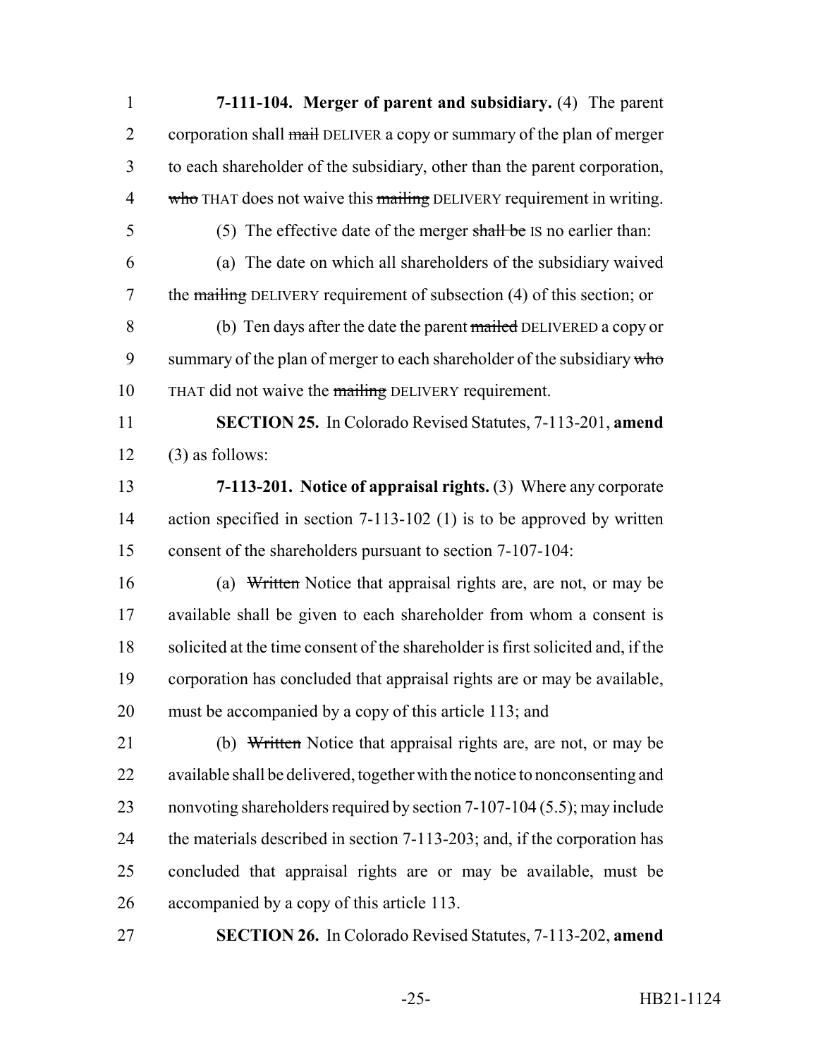**7-111-104. Merger of parent and subsidiary.** (4) The parent corporation shall ~~mail~~ DELIVER a copy or summary of the plan of merger to each shareholder of the subsidiary, other than the parent corporation, ~~who~~ THAT does not waive this ~~mailing~~ DELIVERY requirement in writing.

(5) The effective date of the merger ~~shall be~~ IS no earlier than:

(a) The date on which all shareholders of the subsidiary waived the ~~mailing~~ DELIVERY requirement of subsection (4) of this section; or

(b) Ten days after the date the parent ~~mailed~~ DELIVERED a copy or summary of the plan of merger to each shareholder of the subsidiary ~~who~~ THAT did not waive the ~~mailing~~ DELIVERY requirement.

**SECTION 25.** In Colorado Revised Statutes, 7-113-201, **amend** (3) as follows:

**7-113-201. Notice of appraisal rights.** (3) Where any corporate action specified in section 7-113-102 (1) is to be approved by written consent of the shareholders pursuant to section 7-107-104:

(a) ~~Written~~ Notice that appraisal rights are, are not, or may be available shall be given to each shareholder from whom a consent is solicited at the time consent of the shareholder is first solicited and, if the corporation has concluded that appraisal rights are or may be available, must be accompanied by a copy of this article 113; and

(b) ~~Written~~ Notice that appraisal rights are, are not, or may be available shall be delivered, together with the notice to nonconsenting and nonvoting shareholders required by section 7-107-104 (5.5); may include the materials described in section 7-113-203; and, if the corporation has concluded that appraisal rights are or may be available, must be accompanied by a copy of this article 113.

**SECTION 26.** In Colorado Revised Statutes, 7-113-202, **amend**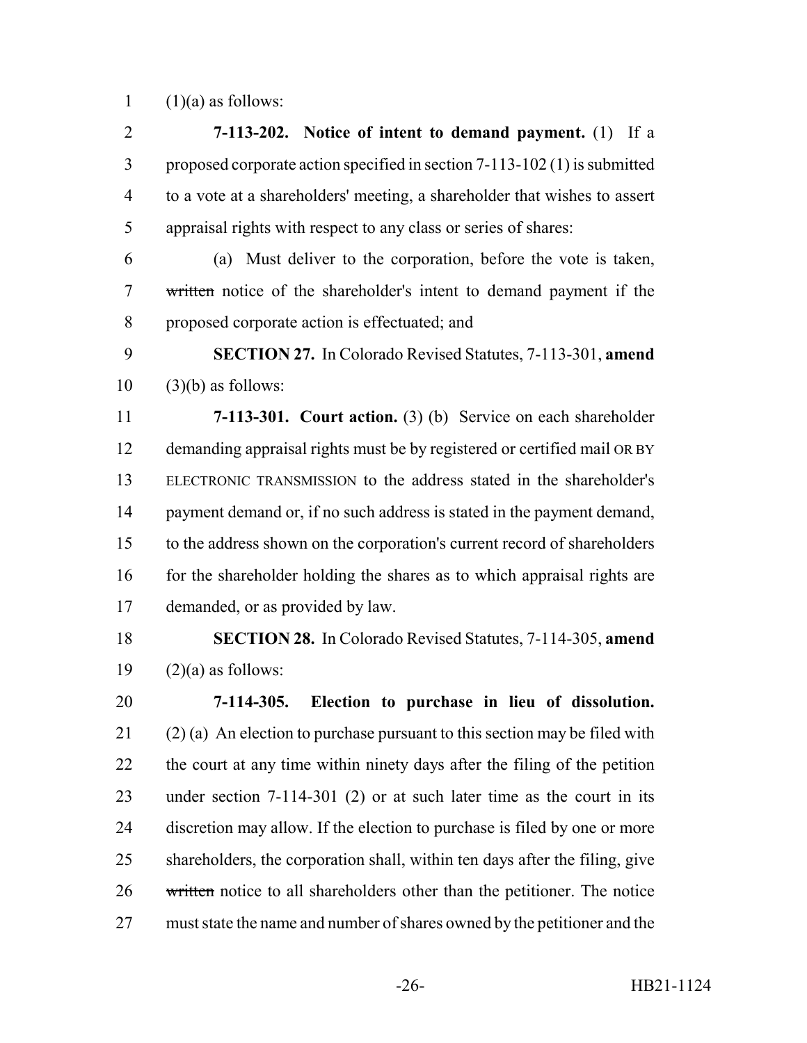(1)(a) as follows:

**7-113-202. Notice of intent to demand payment.** (1) If a proposed corporate action specified in section 7-113-102 (1) is submitted to a vote at a shareholders' meeting, a shareholder that wishes to assert appraisal rights with respect to any class or series of shares:

(a) Must deliver to the corporation, before the vote is taken, ~~written~~ notice of the shareholder's intent to demand payment if the proposed corporate action is effectuated; and

**SECTION 27.** In Colorado Revised Statutes, 7-113-301, **amend** (3)(b) as follows:

**7-113-301. Court action.** (3) (b) Service on each shareholder demanding appraisal rights must be by registered or certified mail OR BY ELECTRONIC TRANSMISSION to the address stated in the shareholder's payment demand or, if no such address is stated in the payment demand, to the address shown on the corporation's current record of shareholders for the shareholder holding the shares as to which appraisal rights are demanded, or as provided by law.

**SECTION 28.** In Colorado Revised Statutes, 7-114-305, **amend** (2)(a) as follows:

**7-114-305. Election to purchase in lieu of dissolution.** (2) (a) An election to purchase pursuant to this section may be filed with the court at any time within ninety days after the filing of the petition under section 7-114-301 (2) or at such later time as the court in its discretion may allow. If the election to purchase is filed by one or more shareholders, the corporation shall, within ten days after the filing, give ~~written~~ notice to all shareholders other than the petitioner. The notice must state the name and number of shares owned by the petitioner and the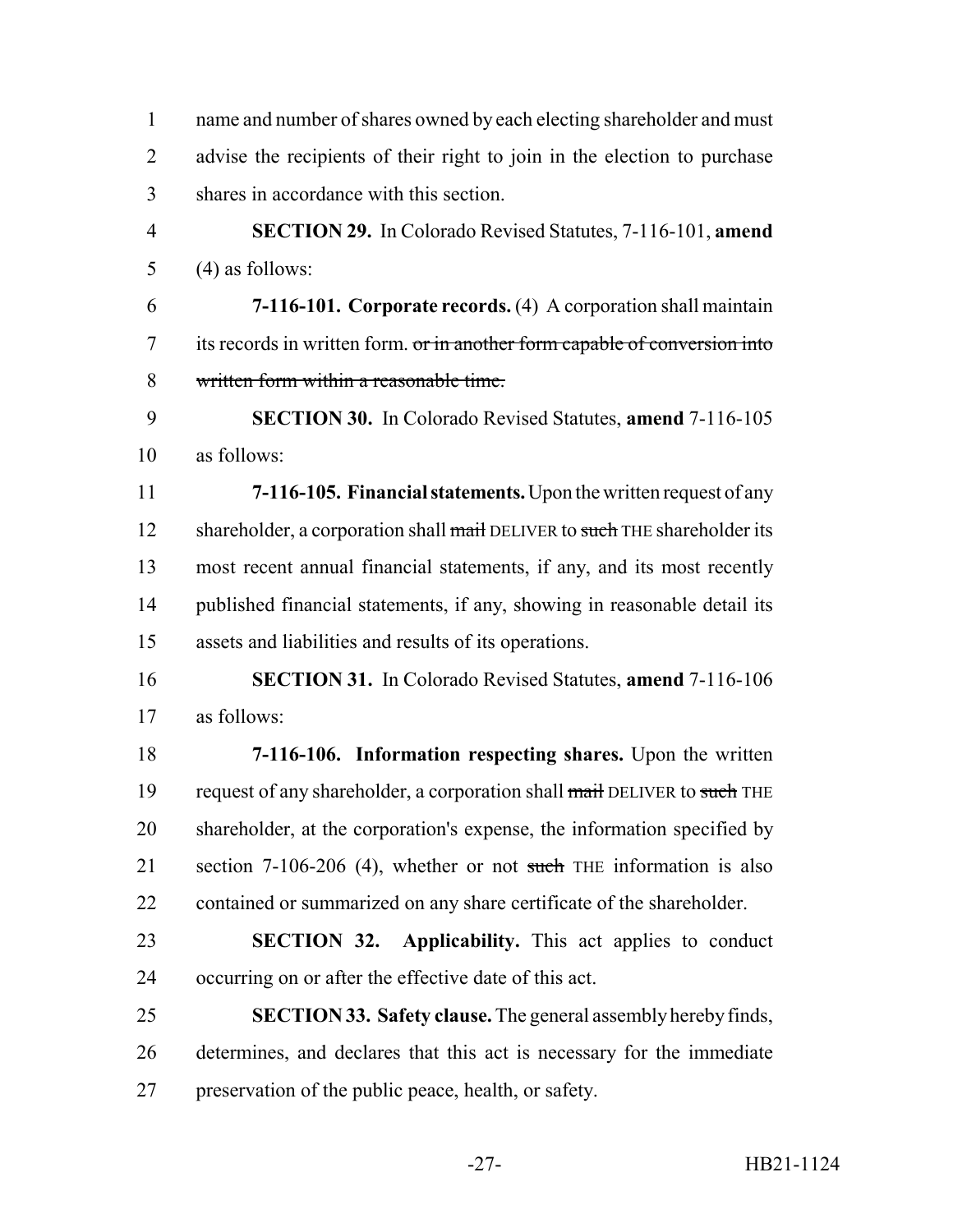name and number of shares owned by each electing shareholder and must advise the recipients of their right to join in the election to purchase shares in accordance with this section.

**SECTION 29.** In Colorado Revised Statutes, 7-116-101, **amend** (4) as follows:

**7-116-101. Corporate records.** (4) A corporation shall maintain its records in written form. ~~or in another form capable of conversion into written form within a reasonable time.~~

**SECTION 30.** In Colorado Revised Statutes, **amend** 7-116-105 as follows:

**7-116-105. Financial statements.** Upon the written request of any shareholder, a corporation shall ~~mail~~ DELIVER to ~~such~~ THE shareholder its most recent annual financial statements, if any, and its most recently published financial statements, if any, showing in reasonable detail its assets and liabilities and results of its operations.

**SECTION 31.** In Colorado Revised Statutes, **amend** 7-116-106 as follows:

**7-116-106. Information respecting shares.** Upon the written request of any shareholder, a corporation shall ~~mail~~ DELIVER to ~~such~~ THE shareholder, at the corporation's expense, the information specified by section 7-106-206 (4), whether or not ~~such~~ THE information is also contained or summarized on any share certificate of the shareholder.

**SECTION 32. Applicability.** This act applies to conduct occurring on or after the effective date of this act.

**SECTION 33. Safety clause.** The general assembly hereby finds, determines, and declares that this act is necessary for the immediate preservation of the public peace, health, or safety.